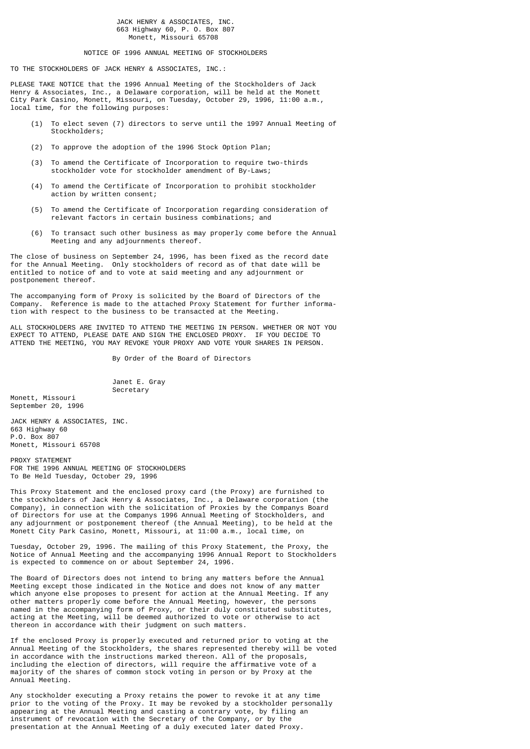JACK HENRY & ASSOCIATES, INC.
663 Highway 60, P. O. Box 807
Monett, Missouri 65708

# NOTICE OF 1996 ANNUAL MEETING OF STOCKHOLDERS

TO THE STOCKHOLDERS OF JACK HENRY & ASSOCIATES, INC.:

PLEASE TAKE NOTICE that the 1996 Annual Meeting of the Stockholders of Jack Henry & Associates, Inc., a Delaware corporation, will be held at the Monett City Park Casino, Monett, Missouri, on Tuesday, October 29, 1996, 11:00 a.m., local time, for the following purposes:

(1) To elect seven (7) directors to serve until the 1997 Annual Meeting of Stockholders;

(2) To approve the adoption of the 1996 Stock Option Plan;

(3) To amend the Certificate of Incorporation to require two-thirds stockholder vote for stockholder amendment of By-Laws;

(4) To amend the Certificate of Incorporation to prohibit stockholder action by written consent;

(5) To amend the Certificate of Incorporation regarding consideration of relevant factors in certain business combinations; and

(6) To transact such other business as may properly come before the Annual Meeting and any adjournments thereof.

The close of business on September 24, 1996, has been fixed as the record date for the Annual Meeting. Only stockholders of record as of that date will be entitled to notice of and to vote at said meeting and any adjournment or postponement thereof.

The accompanying form of Proxy is solicited by the Board of Directors of the Company. Reference is made to the attached Proxy Statement for further information with respect to the business to be transacted at the Meeting.

ALL STOCKHOLDERS ARE INVITED TO ATTEND THE MEETING IN PERSON. WHETHER OR NOT YOU EXPECT TO ATTEND, PLEASE DATE AND SIGN THE ENCLOSED PROXY. IF YOU DECIDE TO ATTEND THE MEETING, YOU MAY REVOKE YOUR PROXY AND VOTE YOUR SHARES IN PERSON.

By Order of the Board of Directors

Janet E. Gray
Secretary

Monett, Missouri
September 20, 1996

JACK HENRY & ASSOCIATES, INC.
663 Highway 60
P.O. Box 807
Monett, Missouri 65708

# PROXY STATEMENT
## FOR THE 1996 ANNUAL MEETING OF STOCKHOLDERS
To Be Held Tuesday, October 29, 1996

This Proxy Statement and the enclosed proxy card (the Proxy) are furnished to the stockholders of Jack Henry & Associates, Inc., a Delaware corporation (the Company), in connection with the solicitation of Proxies by the Companys Board of Directors for use at the Companys 1996 Annual Meeting of Stockholders, and any adjournment or postponement thereof (the Annual Meeting), to be held at the Monett City Park Casino, Monett, Missouri, at 11:00 a.m., local time, on Tuesday, October 29, 1996. The mailing of this Proxy Statement, the Proxy, the Notice of Annual Meeting and the accompanying 1996 Annual Report to Stockholders is expected to commence on or about September 24, 1996.

The Board of Directors does not intend to bring any matters before the Annual Meeting except those indicated in the Notice and does not know of any matter which anyone else proposes to present for action at the Annual Meeting. If any other matters properly come before the Annual Meeting, however, the persons named in the accompanying form of Proxy, or their duly constituted substitutes, acting at the Meeting, will be deemed authorized to vote or otherwise to act thereon in accordance with their judgment on such matters.

If the enclosed Proxy is properly executed and returned prior to voting at the Annual Meeting of the Stockholders, the shares represented thereby will be voted in accordance with the instructions marked thereon. All of the proposals, including the election of directors, will require the affirmative vote of a majority of the shares of common stock voting in person or by Proxy at the Annual Meeting.

Any stockholder executing a Proxy retains the power to revoke it at any time prior to the voting of the Proxy. It may be revoked by a stockholder personally appearing at the Annual Meeting and casting a contrary vote, by filing an instrument of revocation with the Secretary of the Company, or by the presentation at the Annual Meeting of a duly executed later dated Proxy.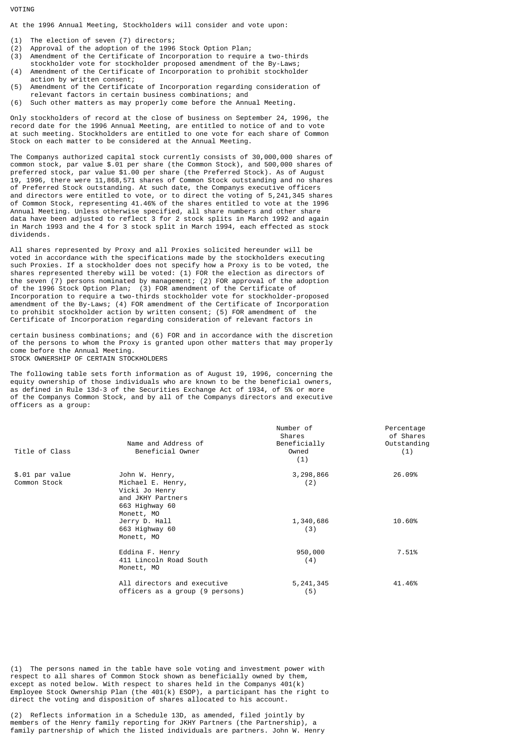## VOTING

At the 1996 Annual Meeting, Stockholders will consider and vote upon:

(1) The election of seven (7) directors;
(2) Approval of the adoption of the 1996 Stock Option Plan;
(3) Amendment of the Certificate of Incorporation to require a two-thirds stockholder vote for stockholder proposed amendment of the By-Laws;
(4) Amendment of the Certificate of Incorporation to prohibit stockholder action by written consent;
(5) Amendment of the Certificate of Incorporation regarding consideration of relevant factors in certain business combinations; and
(6) Such other matters as may properly come before the Annual Meeting.

Only stockholders of record at the close of business on September 24, 1996, the record date for the 1996 Annual Meeting, are entitled to notice of and to vote at such meeting. Stockholders are entitled to one vote for each share of Common Stock on each matter to be considered at the Annual Meeting.

The Companys authorized capital stock currently consists of 30,000,000 shares of common stock, par value $.01 per share (the Common Stock), and 500,000 shares of preferred stock, par value $1.00 per share (the Preferred Stock). As of August 19, 1996, there were 11,868,571 shares of Common Stock outstanding and no shares of Preferred Stock outstanding. At such date, the Companys executive officers and directors were entitled to vote, or to direct the voting of 5,241,345 shares of Common Stock, representing 41.46% of the shares entitled to vote at the 1996 Annual Meeting. Unless otherwise specified, all share numbers and other share data have been adjusted to reflect 3 for 2 stock splits in March 1992 and again in March 1993 and the 4 for 3 stock split in March 1994, each effected as stock dividends.

All shares represented by Proxy and all Proxies solicited hereunder will be voted in accordance with the specifications made by the stockholders executing such Proxies. If a stockholder does not specify how a Proxy is to be voted, the shares represented thereby will be voted: (1) FOR the election as directors of the seven (7) persons nominated by management; (2) FOR approval of the adoption of the 1996 Stock Option Plan; (3) FOR amendment of the Certificate of Incorporation to require a two-thirds stockholder vote for stockholder-proposed amendment of the By-Laws; (4) FOR amendment of the Certificate of Incorporation to prohibit stockholder action by written consent; (5) FOR amendment of the Certificate of Incorporation regarding consideration of relevant factors in certain business combinations; and (6) FOR and in accordance with the discretion of the persons to whom the Proxy is granted upon other matters that may properly come before the Annual Meeting.

## STOCK OWNERSHIP OF CERTAIN STOCKHOLDERS

The following table sets forth information as of August 19, 1996, concerning the equity ownership of those individuals who are known to be the beneficial owners, as defined in Rule 13d-3 of the Securities Exchange Act of 1934, of 5% or more of the Companys Common Stock, and by all of the Companys directors and executive officers as a group:

| Title of Class | Name and Address of Beneficial Owner | Number of Shares Beneficially Owned (1) | Percentage of Shares Outstanding (1) |
|---|---|---|---|
| $.01 par value Common Stock | John W. Henry, Michael E. Henry, Vicki Jo Henry and JKHY Partners 663 Highway 60 Monett, MO | 3,298,866 (2) | 26.09% |
| | Jerry D. Hall 663 Highway 60 Monett, MO | 1,340,686 (3) | 10.60% |
| | Eddina F. Henry 411 Lincoln Road South Monett, MO | 950,000 (4) | 7.51% |
| | All directors and executive officers as a group (9 persons) | 5,241,345 (5) | 41.46% |

(1) The persons named in the table have sole voting and investment power with respect to all shares of Common Stock shown as beneficially owned by them, except as noted below. With respect to shares held in the Companys 401(k) Employee Stock Ownership Plan (the 401(k) ESOP), a participant has the right to direct the voting and disposition of shares allocated to his account.

(2) Reflects information in a Schedule 13D, as amended, filed jointly by members of the Henry family reporting for JKHY Partners (the Partnership), a family partnership of which the listed individuals are partners. John W. Henry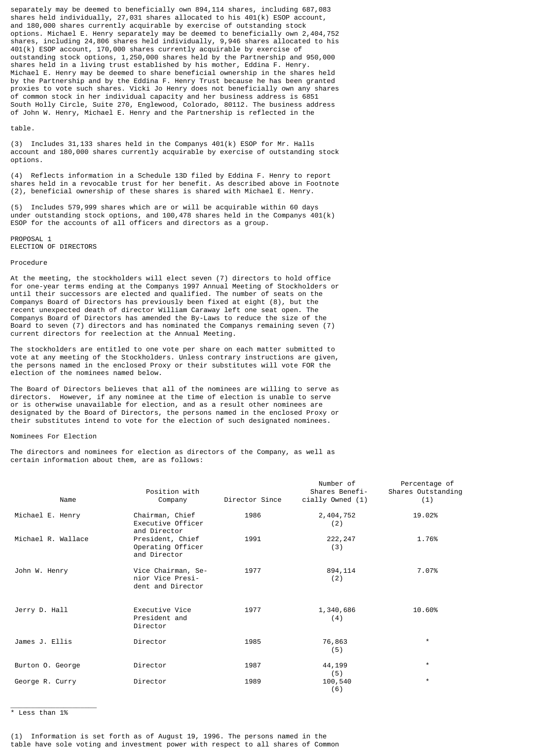separately may be deemed to beneficially own 894,114 shares, including 687,083 shares held individually, 27,031 shares allocated to his 401(k) ESOP account, and 180,000 shares currently acquirable by exercise of outstanding stock options. Michael E. Henry separately may be deemed to beneficially own 2,404,752 shares, including 24,806 shares held individually, 9,946 shares allocated to his 401(k) ESOP account, 170,000 shares currently acquirable by exercise of outstanding stock options, 1,250,000 shares held by the Partnership and 950,000 shares held in a living trust established by his mother, Eddina F. Henry. Michael E. Henry may be deemed to share beneficial ownership in the shares held by the Partnership and by the Eddina F. Henry Trust because he has been granted proxies to vote such shares. Vicki Jo Henry does not beneficially own any shares of common stock in her individual capacity and her business address is 6851 South Holly Circle, Suite 270, Englewood, Colorado, 80112. The business address of John W. Henry, Michael E. Henry and the Partnership is reflected in the table.

(3) Includes 31,133 shares held in the Companys 401(k) ESOP for Mr. Halls account and 180,000 shares currently acquirable by exercise of outstanding stock options.

(4) Reflects information in a Schedule 13D filed by Eddina F. Henry to report shares held in a revocable trust for her benefit. As described above in Footnote (2), beneficial ownership of these shares is shared with Michael E. Henry.

(5) Includes 579,999 shares which are or will be acquirable within 60 days under outstanding stock options, and 100,478 shares held in the Companys 401(k) ESOP for the accounts of all officers and directors as a group.

PROPOSAL 1
ELECTION OF DIRECTORS

Procedure

At the meeting, the stockholders will elect seven (7) directors to hold office for one-year terms ending at the Companys 1997 Annual Meeting of Stockholders or until their successors are elected and qualified. The number of seats on the Companys Board of Directors has previously been fixed at eight (8), but the recent unexpected death of director William Caraway left one seat open. The Companys Board of Directors has amended the By-Laws to reduce the size of the Board to seven (7) directors and has nominated the Companys remaining seven (7) current directors for reelection at the Annual Meeting.

The stockholders are entitled to one vote per share on each matter submitted to vote at any meeting of the Stockholders. Unless contrary instructions are given, the persons named in the enclosed Proxy or their substitutes will vote FOR the election of the nominees named below.

The Board of Directors believes that all of the nominees are willing to serve as directors. However, if any nominee at the time of election is unable to serve or is otherwise unavailable for election, and as a result other nominees are designated by the Board of Directors, the persons named in the enclosed Proxy or their substitutes intend to vote for the election of such designated nominees.

Nominees For Election

The directors and nominees for election as directors of the Company, as well as certain information about them, are as follows:

| Name | Position with Company | Director Since | Number of Shares Beneficially Owned (1) | Percentage of Shares Outstanding (1) |
|---|---|---|---|---|
| Michael E. Henry | Chairman, Chief Executive Officer and Director | 1986 | 2,404,752 (2) | 19.02% |
| Michael R. Wallace | President, Chief Operating Officer and Director | 1991 | 222,247 (3) | 1.76% |
| John W. Henry | Vice Chairman, Senior Vice President and Director | 1977 | 894,114 (2) | 7.07% |
| Jerry D. Hall | Executive Vice President and Director | 1977 | 1,340,686 (4) | 10.60% |
| James J. Ellis | Director | 1985 | 76,863 (5) | * |
| Burton O. George | Director | 1987 | 44,199 (5) | * |
| George R. Curry | Director | 1989 | 100,540 (6) | * |

* Less than 1%

(1) Information is set forth as of August 19, 1996. The persons named in the table have sole voting and investment power with respect to all shares of Common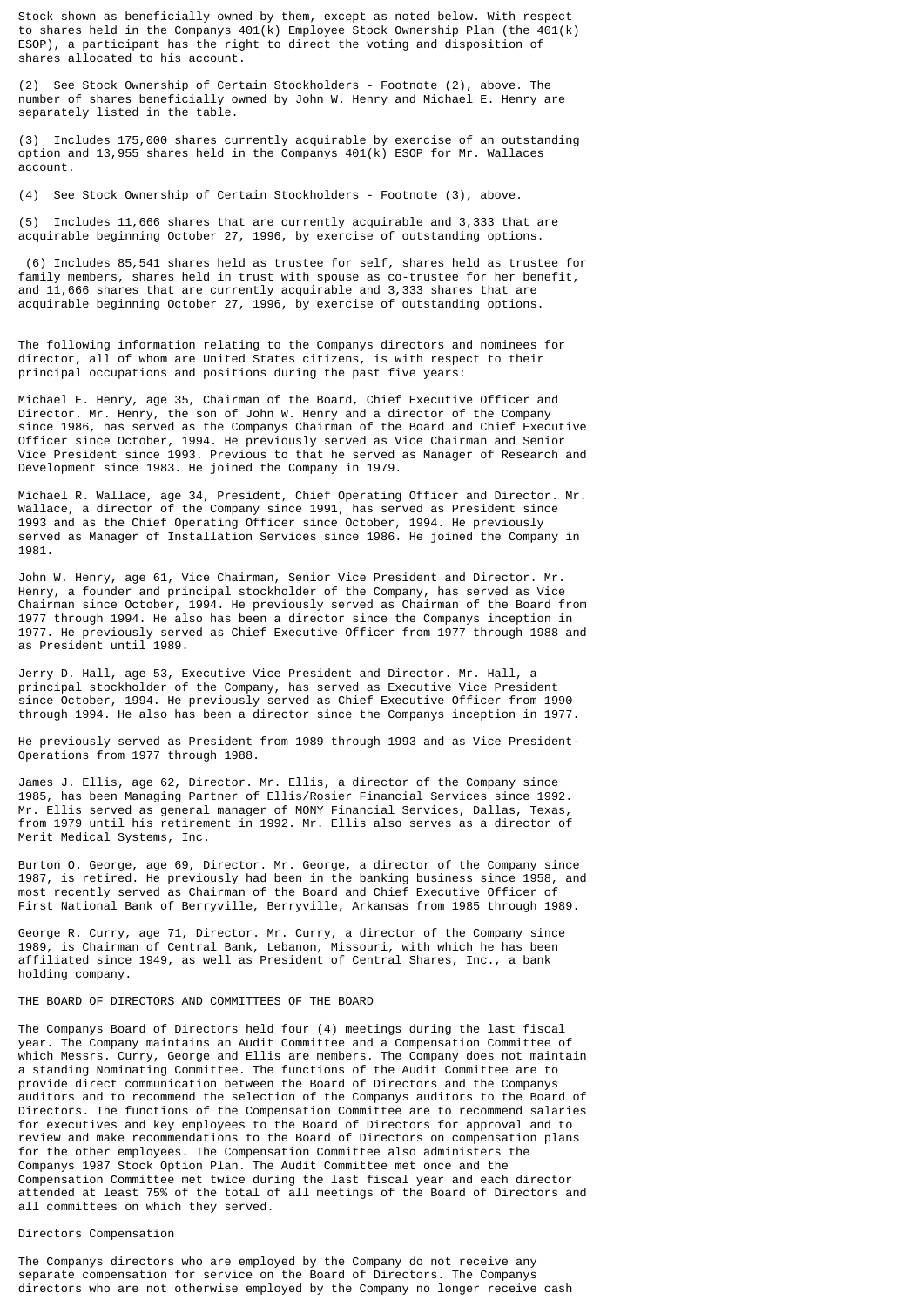Stock shown as beneficially owned by them, except as noted below. With respect to shares held in the Companys 401(k) Employee Stock Ownership Plan (the 401(k) ESOP), a participant has the right to direct the voting and disposition of shares allocated to his account.

(2) See Stock Ownership of Certain Stockholders - Footnote (2), above. The number of shares beneficially owned by John W. Henry and Michael E. Henry are separately listed in the table.

(3) Includes 175,000 shares currently acquirable by exercise of an outstanding option and 13,955 shares held in the Companys 401(k) ESOP for Mr. Wallaces account.

(4) See Stock Ownership of Certain Stockholders - Footnote (3), above.

(5) Includes 11,666 shares that are currently acquirable and 3,333 that are acquirable beginning October 27, 1996, by exercise of outstanding options.

(6) Includes 85,541 shares held as trustee for self, shares held as trustee for family members, shares held in trust with spouse as co-trustee for her benefit, and 11,666 shares that are currently acquirable and 3,333 shares that are acquirable beginning October 27, 1996, by exercise of outstanding options.

The following information relating to the Companys directors and nominees for director, all of whom are United States citizens, is with respect to their principal occupations and positions during the past five years:

Michael E. Henry, age 35, Chairman of the Board, Chief Executive Officer and Director. Mr. Henry, the son of John W. Henry and a director of the Company since 1986, has served as the Companys Chairman of the Board and Chief Executive Officer since October, 1994. He previously served as Vice Chairman and Senior Vice President since 1993. Previous to that he served as Manager of Research and Development since 1983. He joined the Company in 1979.

Michael R. Wallace, age 34, President, Chief Operating Officer and Director. Mr. Wallace, a director of the Company since 1991, has served as President since 1993 and as the Chief Operating Officer since October, 1994. He previously served as Manager of Installation Services since 1986. He joined the Company in 1981.

John W. Henry, age 61, Vice Chairman, Senior Vice President and Director. Mr. Henry, a founder and principal stockholder of the Company, has served as Vice Chairman since October, 1994. He previously served as Chairman of the Board from 1977 through 1994. He also has been a director since the Companys inception in 1977. He previously served as Chief Executive Officer from 1977 through 1988 and as President until 1989.

Jerry D. Hall, age 53, Executive Vice President and Director. Mr. Hall, a principal stockholder of the Company, has served as Executive Vice President since October, 1994. He previously served as Chief Executive Officer from 1990 through 1994. He also has been a director since the Companys inception in 1977.

He previously served as President from 1989 through 1993 and as Vice President-Operations from 1977 through 1988.

James J. Ellis, age 62, Director. Mr. Ellis, a director of the Company since 1985, has been Managing Partner of Ellis/Rosier Financial Services since 1992. Mr. Ellis served as general manager of MONY Financial Services, Dallas, Texas, from 1979 until his retirement in 1992. Mr. Ellis also serves as a director of Merit Medical Systems, Inc.

Burton O. George, age 69, Director. Mr. George, a director of the Company since 1987, is retired. He previously had been in the banking business since 1958, and most recently served as Chairman of the Board and Chief Executive Officer of First National Bank of Berryville, Berryville, Arkansas from 1985 through 1989.

George R. Curry, age 71, Director. Mr. Curry, a director of the Company since 1989, is Chairman of Central Bank, Lebanon, Missouri, with which he has been affiliated since 1949, as well as President of Central Shares, Inc., a bank holding company.

## THE BOARD OF DIRECTORS AND COMMITTEES OF THE BOARD

The Companys Board of Directors held four (4) meetings during the last fiscal year. The Company maintains an Audit Committee and a Compensation Committee of which Messrs. Curry, George and Ellis are members. The Company does not maintain a standing Nominating Committee. The functions of the Audit Committee are to provide direct communication between the Board of Directors and the Companys auditors and to recommend the selection of the Companys auditors to the Board of Directors. The functions of the Compensation Committee are to recommend salaries for executives and key employees to the Board of Directors for approval and to review and make recommendations to the Board of Directors on compensation plans for the other employees. The Compensation Committee also administers the Companys 1987 Stock Option Plan. The Audit Committee met once and the Compensation Committee met twice during the last fiscal year and each director attended at least 75% of the total of all meetings of the Board of Directors and all committees on which they served.

### Directors Compensation

The Companys directors who are employed by the Company do not receive any separate compensation for service on the Board of Directors. The Companys directors who are not otherwise employed by the Company no longer receive cash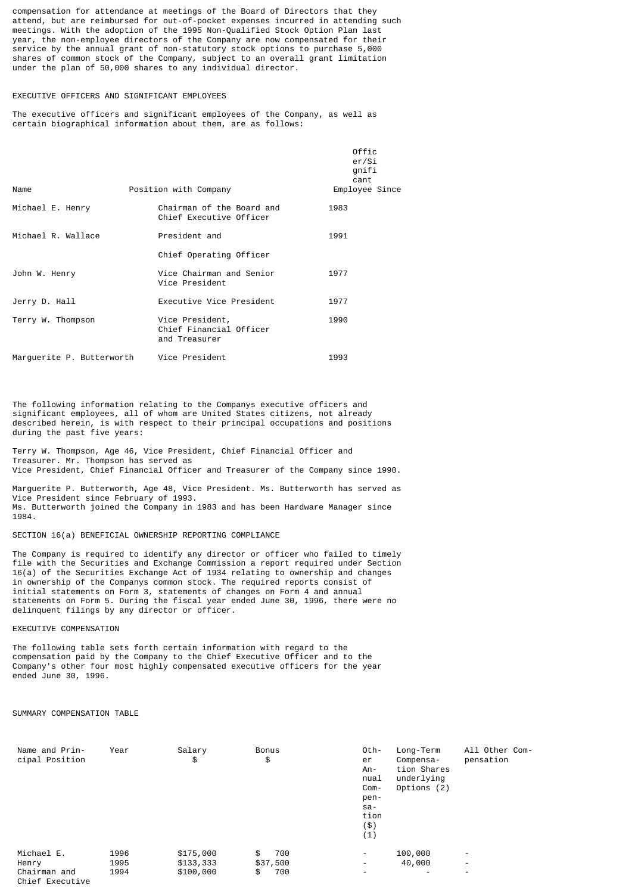compensation for attendance at meetings of the Board of Directors that they attend, but are reimbursed for out-of-pocket expenses incurred in attending such meetings. With the adoption of the 1995 Non-Qualified Stock Option Plan last year, the non-employee directors of the Company are now compensated for their service by the annual grant of non-statutory stock options to purchase 5,000 shares of common stock of the Company, subject to an overall grant limitation under the plan of 50,000 shares to any individual director.

EXECUTIVE OFFICERS AND SIGNIFICANT EMPLOYEES

The executive officers and significant employees of the Company, as well as certain biographical information about them, are as follows:

| Name | Position with Company | Officer/Significant Employee Since |
|---|---|---|
| Michael E. Henry | Chairman of the Board and Chief Executive Officer | 1983 |
| Michael R. Wallace | President and Chief Operating Officer | 1991 |
| John W. Henry | Vice Chairman and Senior Vice President | 1977 |
| Jerry D. Hall | Executive Vice President | 1977 |
| Terry W. Thompson | Vice President, Chief Financial Officer and Treasurer | 1990 |
| Marguerite P. Butterworth | Vice President | 1993 |

The following information relating to the Companys executive officers and significant employees, all of whom are United States citizens, not already described herein, is with respect to their principal occupations and positions during the past five years:

Terry W. Thompson, Age 46, Vice President, Chief Financial Officer and Treasurer. Mr. Thompson has served as Vice President, Chief Financial Officer and Treasurer of the Company since 1990.

Marguerite P. Butterworth, Age 48, Vice President. Ms. Butterworth has served as Vice President since February of 1993. Ms. Butterworth joined the Company in 1983 and has been Hardware Manager since 1984.

SECTION 16(a) BENEFICIAL OWNERSHIP REPORTING COMPLIANCE

The Company is required to identify any director or officer who failed to timely file with the Securities and Exchange Commission a report required under Section 16(a) of the Securities Exchange Act of 1934 relating to ownership and changes in ownership of the Companys common stock. The required reports consist of initial statements on Form 3, statements of changes on Form 4 and annual statements on Form 5. During the fiscal year ended June 30, 1996, there were no delinquent filings by any director or officer.

EXECUTIVE COMPENSATION

The following table sets forth certain information with regard to the compensation paid by the Company to the Chief Executive Officer and to the Company's other four most highly compensated executive officers for the year ended June 30, 1996.

SUMMARY COMPENSATION TABLE

| Name and Principal Position | Year | Salary $ | Bonus $ | Other Annual Compensation ($) (1) | Long-Term Compensation Shares underlying Options (2) | All Other Compensation |
|---|---|---|---|---|---|---|
| Michael E. Henry | 1996 | $175,000 | $ 700 | - | 100,000 | - |
| Chairman and | 1995 | $133,333 | $37,500 | - | 40,000 | - |
| Chief Executive | 1994 | $100,000 | $ 700 | - | - | - |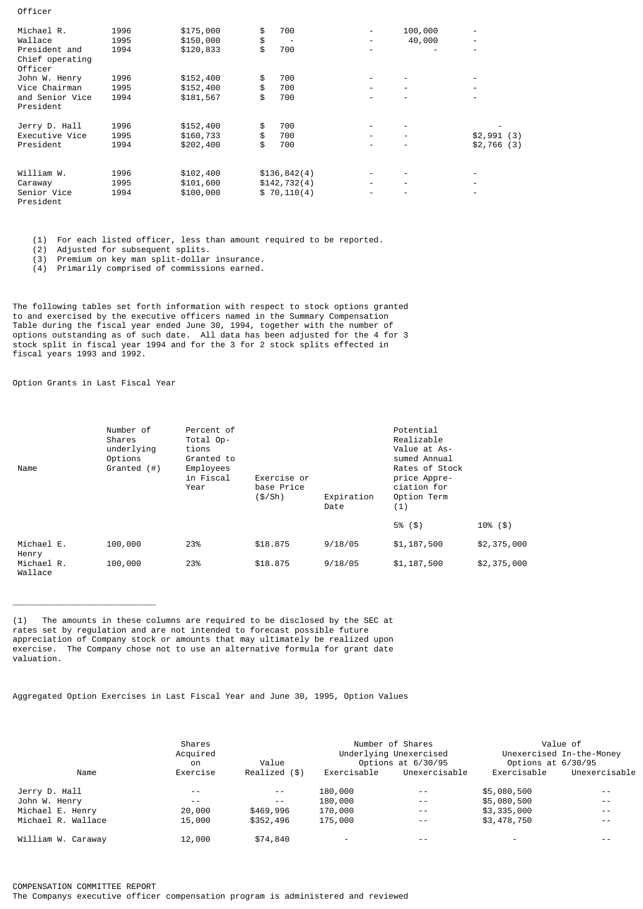Officer

| | | | | | | |
|---|---|---|---|---|---|---|
| Michael R. Wallace President and Chief operating Officer | 1996 | $175,000 | $ 700 | - | 100,000 | - |
| | 1995 | $150,000 | $ - | - | 40,000 | - |
| | 1994 | $120,833 | $ 700 | - | - | - |
| John W. Henry Vice Chairman and Senior Vice President | 1996 | $152,400 | $ 700 | - | - | - |
| | 1995 | $152,400 | $ 700 | - | - | - |
| | 1994 | $181,567 | $ 700 | - | - | - |
| Jerry D. Hall Executive Vice President | 1996 | $152,400 | $ 700 | - | - | - |
| | 1995 | $160,733 | $ 700 | - | - | $2,991 (3) |
| | 1994 | $202,400 | $ 700 | - | - | $2,766 (3) |
| William W. Caraway Senior Vice President | 1996 | $102,400 | $136,842(4) | - | - | - |
| | 1995 | $101,600 | $142,732(4) | - | - | - |
| | 1994 | $100,000 | $ 70,110(4) | - | - | - |

(1) For each listed officer, less than amount required to be reported.
(2) Adjusted for subsequent splits.
(3) Premium on key man split-dollar insurance.
(4) Primarily comprised of commissions earned.

The following tables set forth information with respect to stock options granted to and exercised by the executive officers named in the Summary Compensation Table during the fiscal year ended June 30, 1994, together with the number of options outstanding as of such date. All data has been adjusted for the 4 for 3 stock split in fiscal year 1994 and for the 3 for 2 stock splits effected in fiscal years 1993 and 1992.

Option Grants in Last Fiscal Year

| Name | Number of Shares underlying Options Granted (#) | Percent of Total Options Granted to Employees in Fiscal Year | Exercise or base Price ($/Sh) | Expiration Date | Potential Realizable Value at Assumed Annual Rates of Stock price Appreciation for Option Term (1) | |
|---|---|---|---|---|---|---|
| | | | | | 5% ($) | 10% ($) |
| Michael E. Henry | 100,000 | 23% | $18.875 | 9/18/05 | $1,187,500 | $2,375,000 |
| Michael R. Wallace | 100,000 | 23% | $18.875 | 9/18/05 | $1,187,500 | $2,375,000 |

(1) The amounts in these columns are required to be disclosed by the SEC at rates set by regulation and are not intended to forecast possible future appreciation of Company stock or amounts that may ultimately be realized upon exercise. The Company chose not to use an alternative formula for grant date valuation.

Aggregated Option Exercises in Last Fiscal Year and June 30, 1995, Option Values

| Name | Shares Acquired on Exercise | Value Realized ($) | Number of Shares Underlying Unexercised Options at 6/30/95 | | Value of Unexercised In-the-Money Options at 6/30/95 | |
|---|---|---|---|---|---|---|
| | | | Exercisable | Unexercisable | Exercisable | Unexercisable |
| Jerry D. Hall | -- | -- | 180,000 | -- | $5,080,500 | -- |
| John W. Henry | -- | -- | 180,000 | -- | $5,080,500 | -- |
| Michael E. Henry | 20,000 | $469,996 | 170,000 | -- | $3,335,000 | -- |
| Michael R. Wallace | 15,000 | $352,496 | 175,000 | -- | $3,478,750 | -- |
| William W. Caraway | 12,000 | $74,840 | - | -- | - | -- |

COMPENSATION COMMITTEE REPORT

The Companys executive officer compensation program is administered and reviewed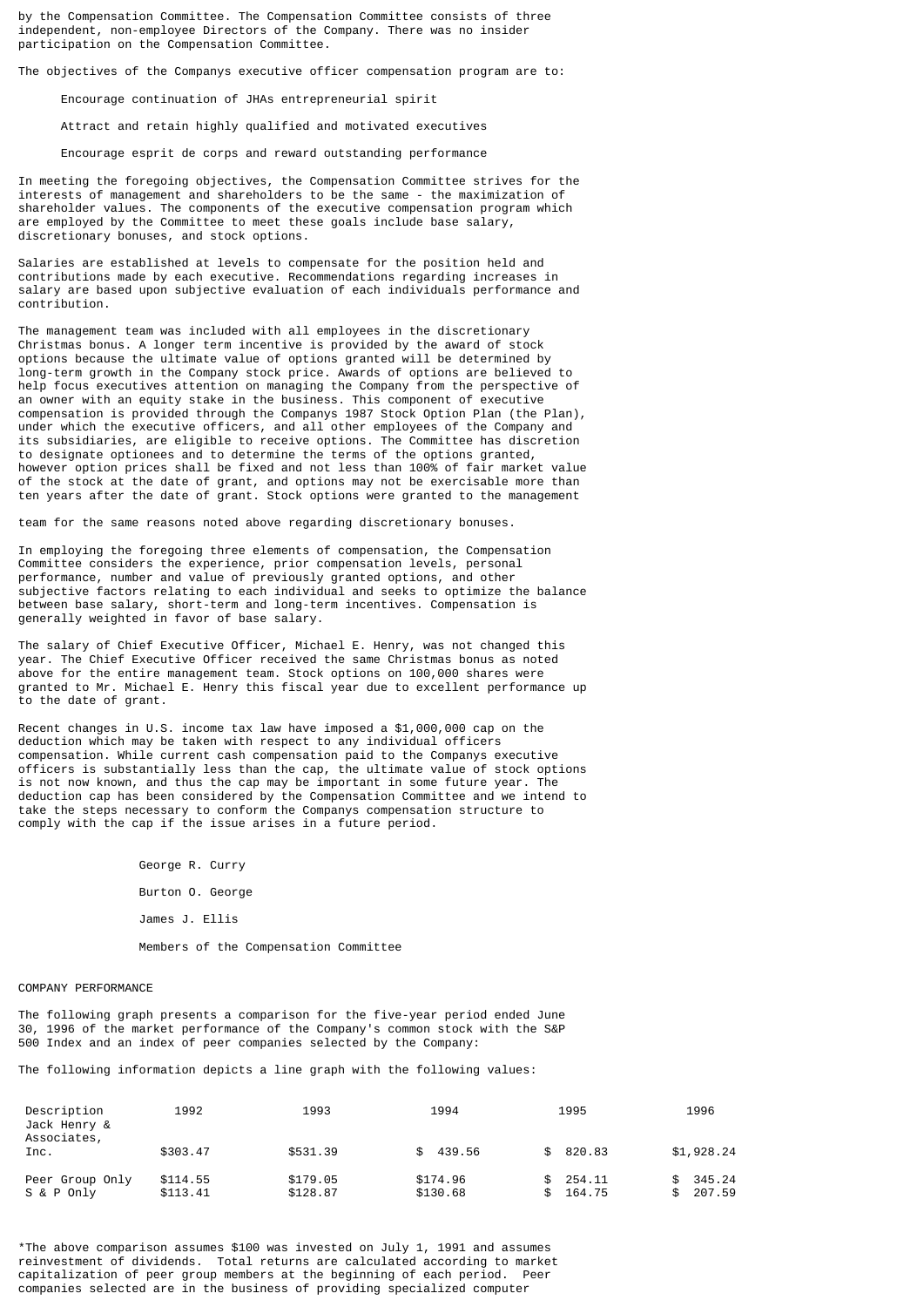by the Compensation Committee. The Compensation Committee consists of three independent, non-employee Directors of the Company. There was no insider participation on the Compensation Committee.

The objectives of the Companys executive officer compensation program are to:

Encourage continuation of JHAs entrepreneurial spirit

Attract and retain highly qualified and motivated executives

Encourage esprit de corps and reward outstanding performance

In meeting the foregoing objectives, the Compensation Committee strives for the interests of management and shareholders to be the same - the maximization of shareholder values. The components of the executive compensation program which are employed by the Committee to meet these goals include base salary, discretionary bonuses, and stock options.

Salaries are established at levels to compensate for the position held and contributions made by each executive. Recommendations regarding increases in salary are based upon subjective evaluation of each individuals performance and contribution.

The management team was included with all employees in the discretionary Christmas bonus. A longer term incentive is provided by the award of stock options because the ultimate value of options granted will be determined by long-term growth in the Company stock price. Awards of options are believed to help focus executives attention on managing the Company from the perspective of an owner with an equity stake in the business. This component of executive compensation is provided through the Companys 1987 Stock Option Plan (the Plan), under which the executive officers, and all other employees of the Company and its subsidiaries, are eligible to receive options. The Committee has discretion to designate optionees and to determine the terms of the options granted, however option prices shall be fixed and not less than 100% of fair market value of the stock at the date of grant, and options may not be exercisable more than ten years after the date of grant. Stock options were granted to the management team for the same reasons noted above regarding discretionary bonuses.

In employing the foregoing three elements of compensation, the Compensation Committee considers the experience, prior compensation levels, personal performance, number and value of previously granted options, and other subjective factors relating to each individual and seeks to optimize the balance between base salary, short-term and long-term incentives. Compensation is generally weighted in favor of base salary.

The salary of Chief Executive Officer, Michael E. Henry, was not changed this year. The Chief Executive Officer received the same Christmas bonus as noted above for the entire management team. Stock options on 100,000 shares were granted to Mr. Michael E. Henry this fiscal year due to excellent performance up to the date of grant.

Recent changes in U.S. income tax law have imposed a $1,000,000 cap on the deduction which may be taken with respect to any individual officers compensation. While current cash compensation paid to the Companys executive officers is substantially less than the cap, the ultimate value of stock options is not now known, and thus the cap may be important in some future year. The deduction cap has been considered by the Compensation Committee and we intend to take the steps necessary to conform the Companys compensation structure to comply with the cap if the issue arises in a future period.

George R. Curry

Burton O. George

James J. Ellis

Members of the Compensation Committee

COMPANY PERFORMANCE

The following graph presents a comparison for the five-year period ended June 30, 1996 of the market performance of the Company's common stock with the S&P 500 Index and an index of peer companies selected by the Company:

The following information depicts a line graph with the following values:

| Description | 1992 | 1993 | 1994 | 1995 | 1996 |
|---|---|---|---|---|---|
| Jack Henry & Associates, Inc. | $303.47 | $531.39 | $ 439.56 | $ 820.83 | $1,928.24 |
| Peer Group Only | $114.55 | $179.05 | $174.96 | $ 254.11 | $ 345.24 |
| S & P Only | $113.41 | $128.87 | $130.68 | $ 164.75 | $ 207.59 |

*The above comparison assumes $100 was invested on July 1, 1991 and assumes reinvestment of dividends. Total returns are calculated according to market capitalization of peer group members at the beginning of each period. Peer companies selected are in the business of providing specialized computer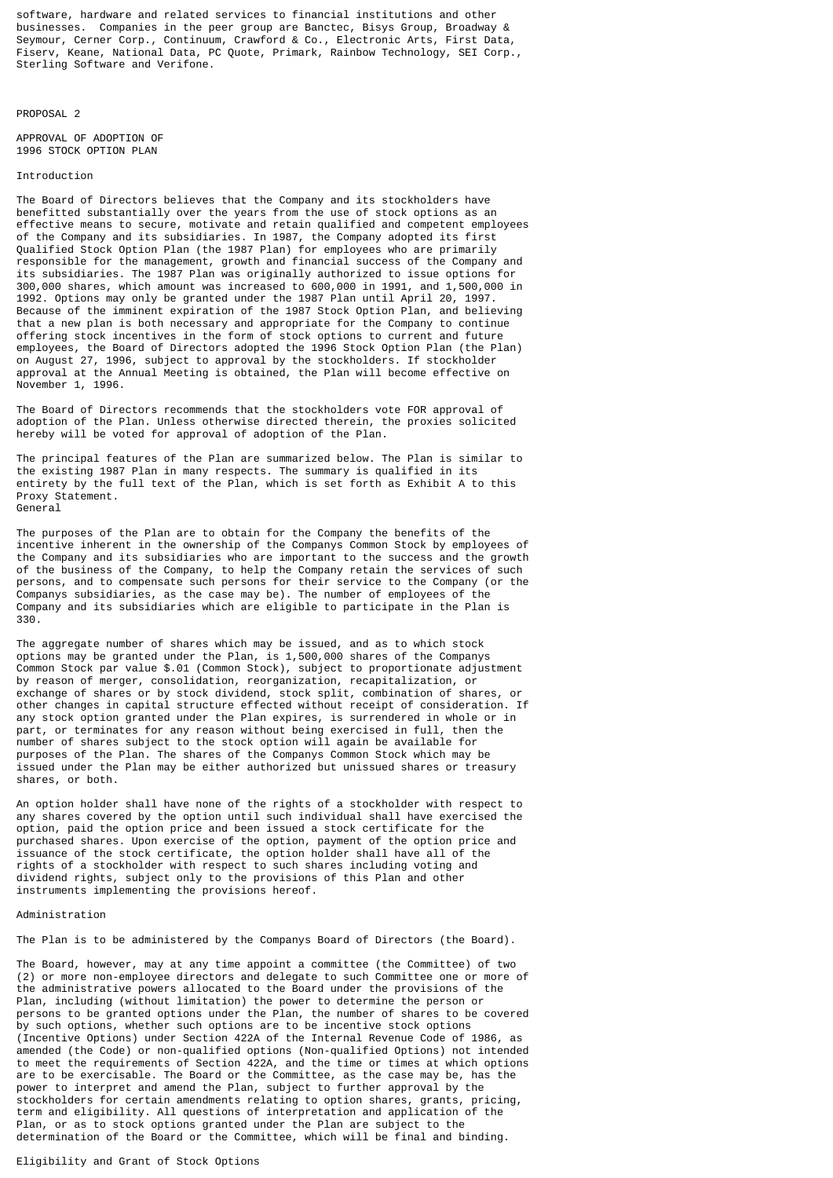software, hardware and related services to financial institutions and other businesses. Companies in the peer group are Banctec, Bisys Group, Broadway & Seymour, Cerner Corp., Continuum, Crawford & Co., Electronic Arts, First Data, Fiserv, Keane, National Data, PC Quote, Primark, Rainbow Technology, SEI Corp., Sterling Software and Verifone.

## PROPOSAL 2

## APPROVAL OF ADOPTION OF 1996 STOCK OPTION PLAN

### Introduction

The Board of Directors believes that the Company and its stockholders have benefitted substantially over the years from the use of stock options as an effective means to secure, motivate and retain qualified and competent employees of the Company and its subsidiaries. In 1987, the Company adopted its first Qualified Stock Option Plan (the 1987 Plan) for employees who are primarily responsible for the management, growth and financial success of the Company and its subsidiaries. The 1987 Plan was originally authorized to issue options for 300,000 shares, which amount was increased to 600,000 in 1991, and 1,500,000 in 1992. Options may only be granted under the 1987 Plan until April 20, 1997. Because of the imminent expiration of the 1987 Stock Option Plan, and believing that a new plan is both necessary and appropriate for the Company to continue offering stock incentives in the form of stock options to current and future employees, the Board of Directors adopted the 1996 Stock Option Plan (the Plan) on August 27, 1996, subject to approval by the stockholders. If stockholder approval at the Annual Meeting is obtained, the Plan will become effective on November 1, 1996.

The Board of Directors recommends that the stockholders vote FOR approval of adoption of the Plan. Unless otherwise directed therein, the proxies solicited hereby will be voted for approval of adoption of the Plan.

The principal features of the Plan are summarized below. The Plan is similar to the existing 1987 Plan in many respects. The summary is qualified in its entirety by the full text of the Plan, which is set forth as Exhibit A to this Proxy Statement.

### General

The purposes of the Plan are to obtain for the Company the benefits of the incentive inherent in the ownership of the Companys Common Stock by employees of the Company and its subsidiaries who are important to the success and the growth of the business of the Company, to help the Company retain the services of such persons, and to compensate such persons for their service to the Company (or the Companys subsidiaries, as the case may be). The number of employees of the Company and its subsidiaries which are eligible to participate in the Plan is 330.

The aggregate number of shares which may be issued, and as to which stock options may be granted under the Plan, is 1,500,000 shares of the Companys Common Stock par value $.01 (Common Stock), subject to proportionate adjustment by reason of merger, consolidation, reorganization, recapitalization, or exchange of shares or by stock dividend, stock split, combination of shares, or other changes in capital structure effected without receipt of consideration. If any stock option granted under the Plan expires, is surrendered in whole or in part, or terminates for any reason without being exercised in full, then the number of shares subject to the stock option will again be available for purposes of the Plan. The shares of the Companys Common Stock which may be issued under the Plan may be either authorized but unissued shares or treasury shares, or both.

An option holder shall have none of the rights of a stockholder with respect to any shares covered by the option until such individual shall have exercised the option, paid the option price and been issued a stock certificate for the purchased shares. Upon exercise of the option, payment of the option price and issuance of the stock certificate, the option holder shall have all of the rights of a stockholder with respect to such shares including voting and dividend rights, subject only to the provisions of this Plan and other instruments implementing the provisions hereof.

### Administration

The Plan is to be administered by the Companys Board of Directors (the Board).

The Board, however, may at any time appoint a committee (the Committee) of two (2) or more non-employee directors and delegate to such Committee one or more of the administrative powers allocated to the Board under the provisions of the Plan, including (without limitation) the power to determine the person or persons to be granted options under the Plan, the number of shares to be covered by such options, whether such options are to be incentive stock options (Incentive Options) under Section 422A of the Internal Revenue Code of 1986, as amended (the Code) or non-qualified options (Non-qualified Options) not intended to meet the requirements of Section 422A, and the time or times at which options are to be exercisable. The Board or the Committee, as the case may be, has the power to interpret and amend the Plan, subject to further approval by the stockholders for certain amendments relating to option shares, grants, pricing, term and eligibility. All questions of interpretation and application of the Plan, or as to stock options granted under the Plan are subject to the determination of the Board or the Committee, which will be final and binding.

### Eligibility and Grant of Stock Options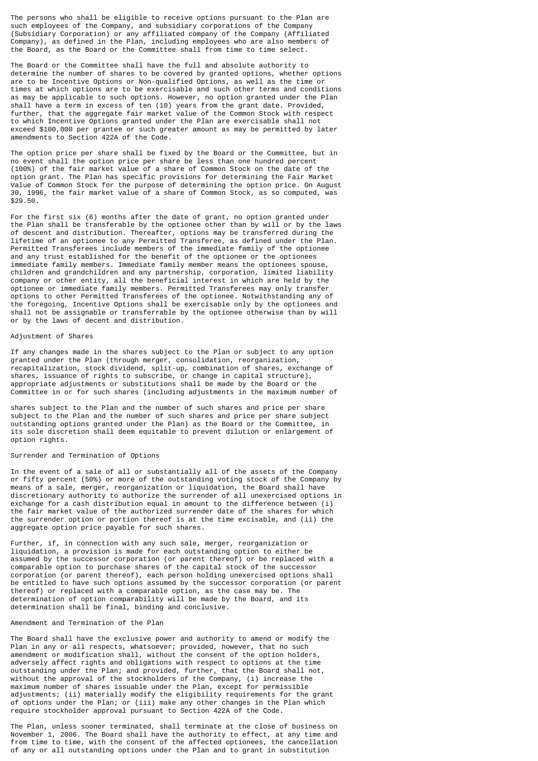The persons who shall be eligible to receive options pursuant to the Plan are such employees of the Company, and subsidiary corporations of the Company (Subsidiary Corporation) or any affiliated company of the Company (Affiliated Company), as defined in the Plan, including employees who are also members of the Board, as the Board or the Committee shall from time to time select.

The Board or the Committee shall have the full and absolute authority to determine the number of shares to be covered by granted options, whether options are to be Incentive Options or Non-qualified Options, as well as the time or times at which options are to be exercisable and such other terms and conditions as may be applicable to such options. However, no option granted under the Plan shall have a term in excess of ten (10) years from the grant date. Provided, further, that the aggregate fair market value of the Common Stock with respect to which Incentive Options granted under the Plan are exercisable shall not exceed $100,000 per grantee or such greater amount as may be permitted by later amendments to Section 422A of the Code.

The option price per share shall be fixed by the Board or the Committee, but in no event shall the option price per share be less than one hundred percent (100%) of the fair market value of a share of Common Stock on the date of the option grant. The Plan has specific provisions for determining the Fair Market Value of Common Stock for the purpose of determining the option price. On August 30, 1996, the fair market value of a share of Common Stock, as so computed, was $29.50.

For the first six (6) months after the date of grant, no option granted under the Plan shall be transferable by the optionee other than by will or by the laws of descent and distribution. Thereafter, options may be transferred during the lifetime of an optionee to any Permitted Transferee, as defined under the Plan. Permitted Transferees include members of the immediate family of the optionee and any trust established for the benefit of the optionee or the optionees immediate family members. Immediate family member means the optionees spouse, children and grandchildren and any partnership, corporation, limited liability company or other entity, all the beneficial interest in which are held by the optionee or immediate family members. Permitted Transferees may only transfer options to other Permitted Transferees of the optionee. Notwithstanding any of the foregoing, Incentive Options shall be exercisable only by the optionees and shall not be assignable or transferrable by the optionee otherwise than by will or by the laws of decent and distribution.

## Adjustment of Shares

If any changes made in the shares subject to the Plan or subject to any option granted under the Plan (through merger, consolidation, reorganization, recapitalization, stock dividend, split-up, combination of shares, exchange of shares, issuance of rights to subscribe, or change in capital structure), appropriate adjustments or substitutions shall be made by the Board or the Committee in or for such shares (including adjustments in the maximum number of shares subject to the Plan and the number of such shares and price per share subject to the Plan and the number of such shares and price per share subject outstanding options granted under the Plan) as the Board or the Committee, in its sole discretion shall deem equitable to prevent dilution or enlargement of option rights.

## Surrender and Termination of Options

In the event of a sale of all or substantially all of the assets of the Company or fifty percent (50%) or more of the outstanding voting stock of the Company by means of a sale, merger, reorganization or liquidation, the Board shall have discretionary authority to authorize the surrender of all unexercised options in exchange for a cash distribution equal in amount to the difference between (i) the fair market value of the authorized surrender date of the shares for which the surrender option or portion thereof is at the time excisable, and (ii) the aggregate option price payable for such shares.

Further, if, in connection with any such sale, merger, reorganization or liquidation, a provision is made for each outstanding option to either be assumed by the successor corporation (or parent thereof) or be replaced with a comparable option to purchase shares of the capital stock of the successor corporation (or parent thereof), each person holding unexercised options shall be entitled to have such options assumed by the successor corporation (or parent thereof) or replaced with a comparable option, as the case may be. The determination of option comparability will be made by the Board, and its determination shall be final, binding and conclusive.

## Amendment and Termination of the Plan

The Board shall have the exclusive power and authority to amend or modify the Plan in any or all respects, whatsoever; provided, however, that no such amendment or modification shall, without the consent of the option holders, adversely affect rights and obligations with respect to options at the time outstanding under the Plan; and provided, further, that the Board shall not, without the approval of the stockholders of the Company, (i) increase the maximum number of shares issuable under the Plan, except for permissible adjustments; (ii) materially modify the eligibility requirements for the grant of options under the Plan; or (iii) make any other changes in the Plan which require stockholder approval pursuant to Section 422A of the Code.

The Plan, unless sooner terminated, shall terminate at the close of business on November 1, 2006. The Board shall have the authority to effect, at any time and from time to time, with the consent of the affected optionees, the cancellation of any or all outstanding options under the Plan and to grant in substitution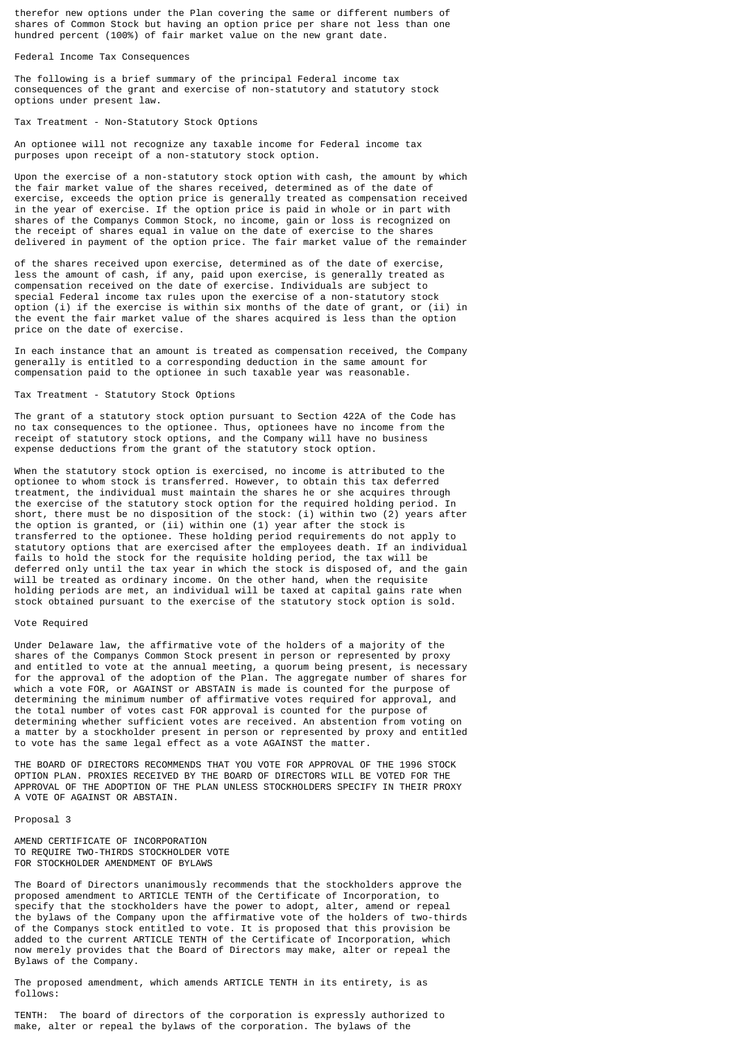therefor new options under the Plan covering the same or different numbers of shares of Common Stock but having an option price per share not less than one hundred percent (100%) of fair market value on the new grant date.

## Federal Income Tax Consequences

The following is a brief summary of the principal Federal income tax consequences of the grant and exercise of non-statutory and statutory stock options under present law.

### Tax Treatment - Non-Statutory Stock Options

An optionee will not recognize any taxable income for Federal income tax purposes upon receipt of a non-statutory stock option.

Upon the exercise of a non-statutory stock option with cash, the amount by which the fair market value of the shares received, determined as of the date of exercise, exceeds the option price is generally treated as compensation received in the year of exercise. If the option price is paid in whole or in part with shares of the Companys Common Stock, no income, gain or loss is recognized on the receipt of shares equal in value on the date of exercise to the shares delivered in payment of the option price. The fair market value of the remainder of the shares received upon exercise, determined as of the date of exercise, less the amount of cash, if any, paid upon exercise, is generally treated as compensation received on the date of exercise. Individuals are subject to special Federal income tax rules upon the exercise of a non-statutory stock option (i) if the exercise is within six months of the date of grant, or (ii) in the event the fair market value of the shares acquired is less than the option price on the date of exercise.

In each instance that an amount is treated as compensation received, the Company generally is entitled to a corresponding deduction in the same amount for compensation paid to the optionee in such taxable year was reasonable.

### Tax Treatment - Statutory Stock Options

The grant of a statutory stock option pursuant to Section 422A of the Code has no tax consequences to the optionee. Thus, optionees have no income from the receipt of statutory stock options, and the Company will have no business expense deductions from the grant of the statutory stock option.

When the statutory stock option is exercised, no income is attributed to the optionee to whom stock is transferred. However, to obtain this tax deferred treatment, the individual must maintain the shares he or she acquires through the exercise of the statutory stock option for the required holding period. In short, there must be no disposition of the stock: (i) within two (2) years after the option is granted, or (ii) within one (1) year after the stock is transferred to the optionee. These holding period requirements do not apply to statutory options that are exercised after the employees death. If an individual fails to hold the stock for the requisite holding period, the tax will be deferred only until the tax year in which the stock is disposed of, and the gain will be treated as ordinary income. On the other hand, when the requisite holding periods are met, an individual will be taxed at capital gains rate when stock obtained pursuant to the exercise of the statutory stock option is sold.

## Vote Required

Under Delaware law, the affirmative vote of the holders of a majority of the shares of the Companys Common Stock present in person or represented by proxy and entitled to vote at the annual meeting, a quorum being present, is necessary for the approval of the adoption of the Plan. The aggregate number of shares for which a vote FOR, or AGAINST or ABSTAIN is made is counted for the purpose of determining the minimum number of affirmative votes required for approval, and the total number of votes cast FOR approval is counted for the purpose of determining whether sufficient votes are received. An abstention from voting on a matter by a stockholder present in person or represented by proxy and entitled to vote has the same legal effect as a vote AGAINST the matter.

THE BOARD OF DIRECTORS RECOMMENDS THAT YOU VOTE FOR APPROVAL OF THE 1996 STOCK OPTION PLAN. PROXIES RECEIVED BY THE BOARD OF DIRECTORS WILL BE VOTED FOR THE APPROVAL OF THE ADOPTION OF THE PLAN UNLESS STOCKHOLDERS SPECIFY IN THEIR PROXY A VOTE OF AGAINST OR ABSTAIN.

## Proposal 3

## AMEND CERTIFICATE OF INCORPORATION TO REQUIRE TWO-THIRDS STOCKHOLDER VOTE FOR STOCKHOLDER AMENDMENT OF BYLAWS

The Board of Directors unanimously recommends that the stockholders approve the proposed amendment to ARTICLE TENTH of the Certificate of Incorporation, to specify that the stockholders have the power to adopt, alter, amend or repeal the bylaws of the Company upon the affirmative vote of the holders of two-thirds of the Companys stock entitled to vote. It is proposed that this provision be added to the current ARTICLE TENTH of the Certificate of Incorporation, which now merely provides that the Board of Directors may make, alter or repeal the Bylaws of the Company.

The proposed amendment, which amends ARTICLE TENTH in its entirety, is as follows:

TENTH: The board of directors of the corporation is expressly authorized to make, alter or repeal the bylaws of the corporation. The bylaws of the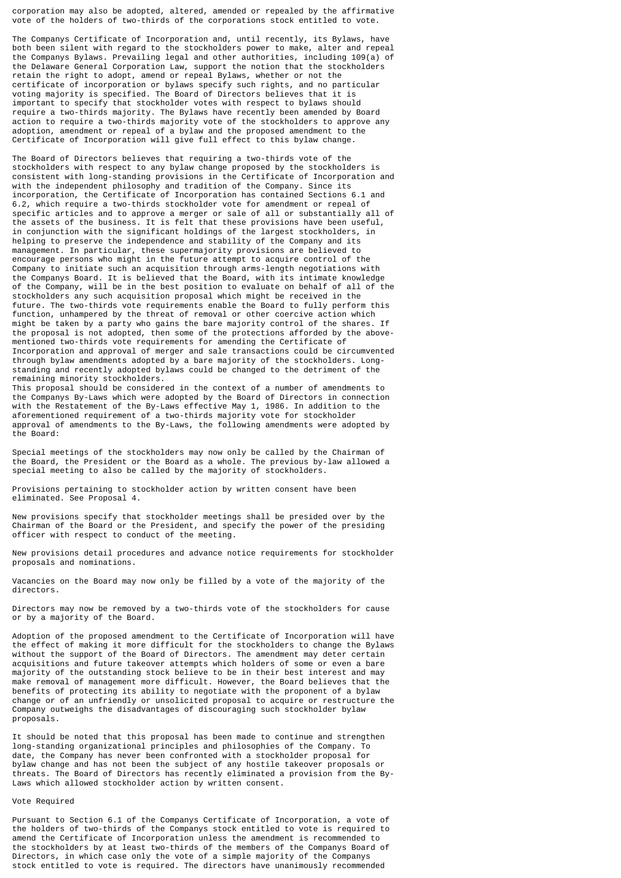corporation may also be adopted, altered, amended or repealed by the affirmative vote of the holders of two-thirds of the corporations stock entitled to vote.

The Companys Certificate of Incorporation and, until recently, its Bylaws, have both been silent with regard to the stockholders power to make, alter and repeal the Companys Bylaws. Prevailing legal and other authorities, including 109(a) of the Delaware General Corporation Law, support the notion that the stockholders retain the right to adopt, amend or repeal Bylaws, whether or not the certificate of incorporation or bylaws specify such rights, and no particular voting majority is specified. The Board of Directors believes that it is important to specify that stockholder votes with respect to bylaws should require a two-thirds majority. The Bylaws have recently been amended by Board action to require a two-thirds majority vote of the stockholders to approve any adoption, amendment or repeal of a bylaw and the proposed amendment to the Certificate of Incorporation will give full effect to this bylaw change.

The Board of Directors believes that requiring a two-thirds vote of the stockholders with respect to any bylaw change proposed by the stockholders is consistent with long-standing provisions in the Certificate of Incorporation and with the independent philosophy and tradition of the Company. Since its incorporation, the Certificate of Incorporation has contained Sections 6.1 and 6.2, which require a two-thirds stockholder vote for amendment or repeal of specific articles and to approve a merger or sale of all or substantially all of the assets of the business. It is felt that these provisions have been useful, in conjunction with the significant holdings of the largest stockholders, in helping to preserve the independence and stability of the Company and its management. In particular, these supermajority provisions are believed to encourage persons who might in the future attempt to acquire control of the Company to initiate such an acquisition through arms-length negotiations with the Companys Board. It is believed that the Board, with its intimate knowledge of the Company, will be in the best position to evaluate on behalf of all of the stockholders any such acquisition proposal which might be received in the future. The two-thirds vote requirements enable the Board to fully perform this function, unhampered by the threat of removal or other coercive action which might be taken by a party who gains the bare majority control of the shares. If the proposal is not adopted, then some of the protections afforded by the above-mentioned two-thirds vote requirements for amending the Certificate of Incorporation and approval of merger and sale transactions could be circumvented through bylaw amendments adopted by a bare majority of the stockholders. Long-standing and recently adopted bylaws could be changed to the detriment of the remaining minority stockholders.
This proposal should be considered in the context of a number of amendments to the Companys By-Laws which were adopted by the Board of Directors in connection with the Restatement of the By-Laws effective May 1, 1986. In addition to the aforementioned requirement of a two-thirds majority vote for stockholder approval of amendments to the By-Laws, the following amendments were adopted by the Board:

Special meetings of the stockholders may now only be called by the Chairman of the Board, the President or the Board as a whole. The previous by-law allowed a special meeting to also be called by the majority of stockholders.

Provisions pertaining to stockholder action by written consent have been eliminated. See Proposal 4.

New provisions specify that stockholder meetings shall be presided over by the Chairman of the Board or the President, and specify the power of the presiding officer with respect to conduct of the meeting.

New provisions detail procedures and advance notice requirements for stockholder proposals and nominations.

Vacancies on the Board may now only be filled by a vote of the majority of the directors.

Directors may now be removed by a two-thirds vote of the stockholders for cause or by a majority of the Board.

Adoption of the proposed amendment to the Certificate of Incorporation will have the effect of making it more difficult for the stockholders to change the Bylaws without the support of the Board of Directors. The amendment may deter certain acquisitions and future takeover attempts which holders of some or even a bare majority of the outstanding stock believe to be in their best interest and may make removal of management more difficult. However, the Board believes that the benefits of protecting its ability to negotiate with the proponent of a bylaw change or of an unfriendly or unsolicited proposal to acquire or restructure the Company outweighs the disadvantages of discouraging such stockholder bylaw proposals.

It should be noted that this proposal has been made to continue and strengthen long-standing organizational principles and philosophies of the Company. To date, the Company has never been confronted with a stockholder proposal for bylaw change and has not been the subject of any hostile takeover proposals or threats. The Board of Directors has recently eliminated a provision from the By-Laws which allowed stockholder action by written consent.

Vote Required

Pursuant to Section 6.1 of the Companys Certificate of Incorporation, a vote of the holders of two-thirds of the Companys stock entitled to vote is required to amend the Certificate of Incorporation unless the amendment is recommended to the stockholders by at least two-thirds of the members of the Companys Board of Directors, in which case only the vote of a simple majority of the Companys stock entitled to vote is required. The directors have unanimously recommended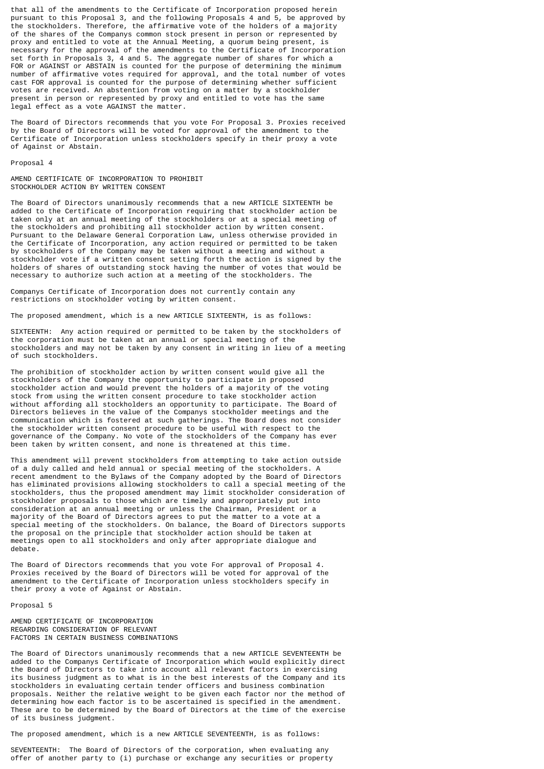that all of the amendments to the Certificate of Incorporation proposed herein pursuant to this Proposal 3, and the following Proposals 4 and 5, be approved by the stockholders. Therefore, the affirmative vote of the holders of a majority of the shares of the Companys common stock present in person or represented by proxy and entitled to vote at the Annual Meeting, a quorum being present, is necessary for the approval of the amendments to the Certificate of Incorporation set forth in Proposals 3, 4 and 5. The aggregate number of shares for which a FOR or AGAINST or ABSTAIN is counted for the purpose of determining the minimum number of affirmative votes required for approval, and the total number of votes cast FOR approval is counted for the purpose of determining whether sufficient votes are received. An abstention from voting on a matter by a stockholder present in person or represented by proxy and entitled to vote has the same legal effect as a vote AGAINST the matter.

The Board of Directors recommends that you vote For Proposal 3. Proxies received by the Board of Directors will be voted for approval of the amendment to the Certificate of Incorporation unless stockholders specify in their proxy a vote of Against or Abstain.

Proposal 4

## AMEND CERTIFICATE OF INCORPORATION TO PROHIBIT STOCKHOLDER ACTION BY WRITTEN CONSENT

The Board of Directors unanimously recommends that a new ARTICLE SIXTEENTH be added to the Certificate of Incorporation requiring that stockholder action be taken only at an annual meeting of the stockholders or at a special meeting of the stockholders and prohibiting all stockholder action by written consent. Pursuant to the Delaware General Corporation Law, unless otherwise provided in the Certificate of Incorporation, any action required or permitted to be taken by stockholders of the Company may be taken without a meeting and without a stockholder vote if a written consent setting forth the action is signed by the holders of shares of outstanding stock having the number of votes that would be necessary to authorize such action at a meeting of the stockholders. The

Companys Certificate of Incorporation does not currently contain any restrictions on stockholder voting by written consent.

The proposed amendment, which is a new ARTICLE SIXTEENTH, is as follows:

SIXTEENTH: Any action required or permitted to be taken by the stockholders of the corporation must be taken at an annual or special meeting of the stockholders and may not be taken by any consent in writing in lieu of a meeting of such stockholders.

The prohibition of stockholder action by written consent would give all the stockholders of the Company the opportunity to participate in proposed stockholder action and would prevent the holders of a majority of the voting stock from using the written consent procedure to take stockholder action without affording all stockholders an opportunity to participate. The Board of Directors believes in the value of the Companys stockholder meetings and the communication which is fostered at such gatherings. The Board does not consider the stockholder written consent procedure to be useful with respect to the governance of the Company. No vote of the stockholders of the Company has ever been taken by written consent, and none is threatened at this time.

This amendment will prevent stockholders from attempting to take action outside of a duly called and held annual or special meeting of the stockholders. A recent amendment to the Bylaws of the Company adopted by the Board of Directors has eliminated provisions allowing stockholders to call a special meeting of the stockholders, thus the proposed amendment may limit stockholder consideration of stockholder proposals to those which are timely and appropriately put into consideration at an annual meeting or unless the Chairman, President or a majority of the Board of Directors agrees to put the matter to a vote at a special meeting of the stockholders. On balance, the Board of Directors supports the proposal on the principle that stockholder action should be taken at meetings open to all stockholders and only after appropriate dialogue and debate.

The Board of Directors recommends that you vote For approval of Proposal 4. Proxies received by the Board of Directors will be voted for approval of the amendment to the Certificate of Incorporation unless stockholders specify in their proxy a vote of Against or Abstain.

Proposal 5

## AMEND CERTIFICATE OF INCORPORATION REGARDING CONSIDERATION OF RELEVANT FACTORS IN CERTAIN BUSINESS COMBINATIONS

The Board of Directors unanimously recommends that a new ARTICLE SEVENTEENTH be added to the Companys Certificate of Incorporation which would explicitly direct the Board of Directors to take into account all relevant factors in exercising its business judgment as to what is in the best interests of the Company and its stockholders in evaluating certain tender officers and business combination proposals. Neither the relative weight to be given each factor nor the method of determining how each factor is to be ascertained is specified in the amendment. These are to be determined by the Board of Directors at the time of the exercise of its business judgment.

The proposed amendment, which is a new ARTICLE SEVENTEENTH, is as follows:

SEVENTEENTH: The Board of Directors of the corporation, when evaluating any offer of another party to (i) purchase or exchange any securities or property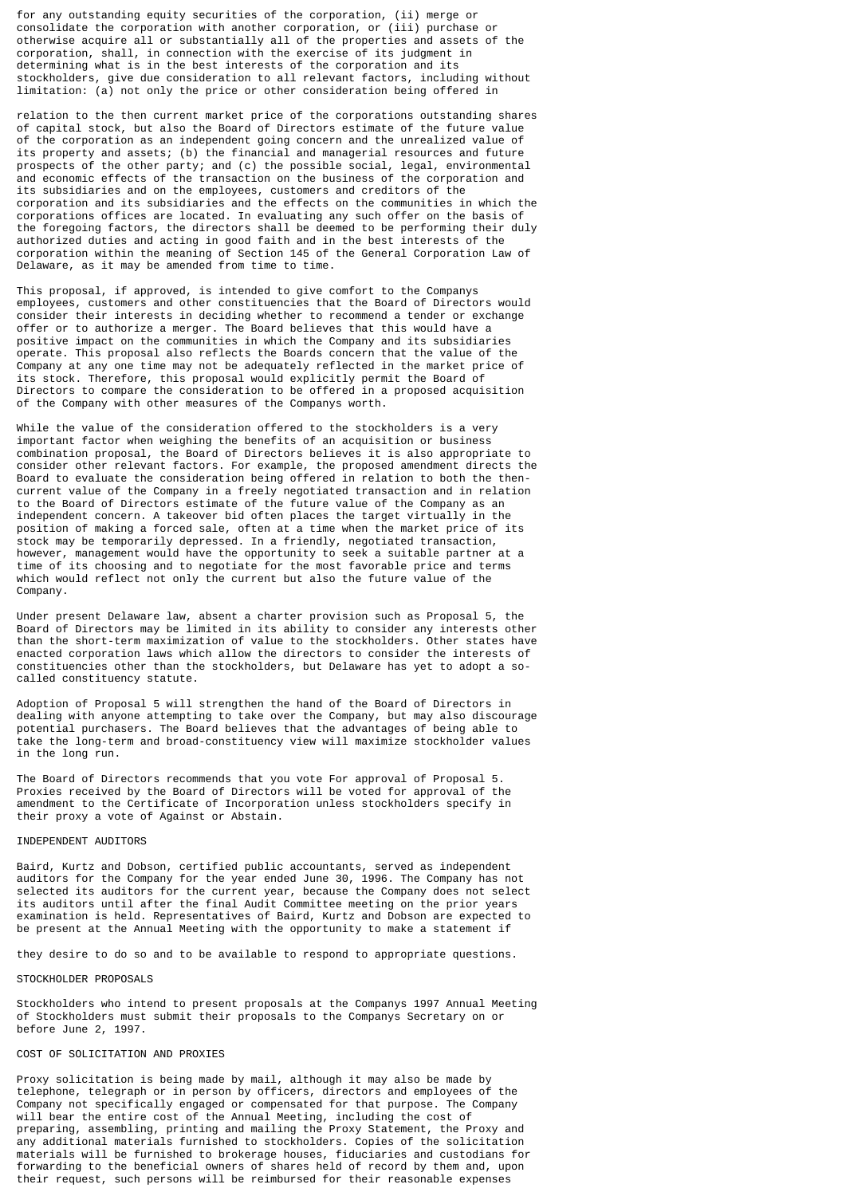for any outstanding equity securities of the corporation, (ii) merge or consolidate the corporation with another corporation, or (iii) purchase or otherwise acquire all or substantially all of the properties and assets of the corporation, shall, in connection with the exercise of its judgment in determining what is in the best interests of the corporation and its stockholders, give due consideration to all relevant factors, including without limitation: (a) not only the price or other consideration being offered in

relation to the then current market price of the corporations outstanding shares of capital stock, but also the Board of Directors estimate of the future value of the corporation as an independent going concern and the unrealized value of its property and assets; (b) the financial and managerial resources and future prospects of the other party; and (c) the possible social, legal, environmental and economic effects of the transaction on the business of the corporation and its subsidiaries and on the employees, customers and creditors of the corporation and its subsidiaries and the effects on the communities in which the corporations offices are located. In evaluating any such offer on the basis of the foregoing factors, the directors shall be deemed to be performing their duly authorized duties and acting in good faith and in the best interests of the corporation within the meaning of Section 145 of the General Corporation Law of Delaware, as it may be amended from time to time.

This proposal, if approved, is intended to give comfort to the Companys employees, customers and other constituencies that the Board of Directors would consider their interests in deciding whether to recommend a tender or exchange offer or to authorize a merger. The Board believes that this would have a positive impact on the communities in which the Company and its subsidiaries operate. This proposal also reflects the Boards concern that the value of the Company at any one time may not be adequately reflected in the market price of its stock. Therefore, this proposal would explicitly permit the Board of Directors to compare the consideration to be offered in a proposed acquisition of the Company with other measures of the Companys worth.

While the value of the consideration offered to the stockholders is a very important factor when weighing the benefits of an acquisition or business combination proposal, the Board of Directors believes it is also appropriate to consider other relevant factors. For example, the proposed amendment directs the Board to evaluate the consideration being offered in relation to both the then-current value of the Company in a freely negotiated transaction and in relation to the Board of Directors estimate of the future value of the Company as an independent concern. A takeover bid often places the target virtually in the position of making a forced sale, often at a time when the market price of its stock may be temporarily depressed. In a friendly, negotiated transaction, however, management would have the opportunity to seek a suitable partner at a time of its choosing and to negotiate for the most favorable price and terms which would reflect not only the current but also the future value of the Company.

Under present Delaware law, absent a charter provision such as Proposal 5, the Board of Directors may be limited in its ability to consider any interests other than the short-term maximization of value to the stockholders. Other states have enacted corporation laws which allow the directors to consider the interests of constituencies other than the stockholders, but Delaware has yet to adopt a so-called constituency statute.

Adoption of Proposal 5 will strengthen the hand of the Board of Directors in dealing with anyone attempting to take over the Company, but may also discourage potential purchasers. The Board believes that the advantages of being able to take the long-term and broad-constituency view will maximize stockholder values in the long run.

The Board of Directors recommends that you vote For approval of Proposal 5. Proxies received by the Board of Directors will be voted for approval of the amendment to the Certificate of Incorporation unless stockholders specify in their proxy a vote of Against or Abstain.

## INDEPENDENT AUDITORS

Baird, Kurtz and Dobson, certified public accountants, served as independent auditors for the Company for the year ended June 30, 1996. The Company has not selected its auditors for the current year, because the Company does not select its auditors until after the final Audit Committee meeting on the prior years examination is held. Representatives of Baird, Kurtz and Dobson are expected to be present at the Annual Meeting with the opportunity to make a statement if they desire to do so and to be available to respond to appropriate questions.

## STOCKHOLDER PROPOSALS

Stockholders who intend to present proposals at the Companys 1997 Annual Meeting of Stockholders must submit their proposals to the Companys Secretary on or before June 2, 1997.

## COST OF SOLICITATION AND PROXIES

Proxy solicitation is being made by mail, although it may also be made by telephone, telegraph or in person by officers, directors and employees of the Company not specifically engaged or compensated for that purpose. The Company will bear the entire cost of the Annual Meeting, including the cost of preparing, assembling, printing and mailing the Proxy Statement, the Proxy and any additional materials furnished to stockholders. Copies of the solicitation materials will be furnished to brokerage houses, fiduciaries and custodians for forwarding to the beneficial owners of shares held of record by them and, upon their request, such persons will be reimbursed for their reasonable expenses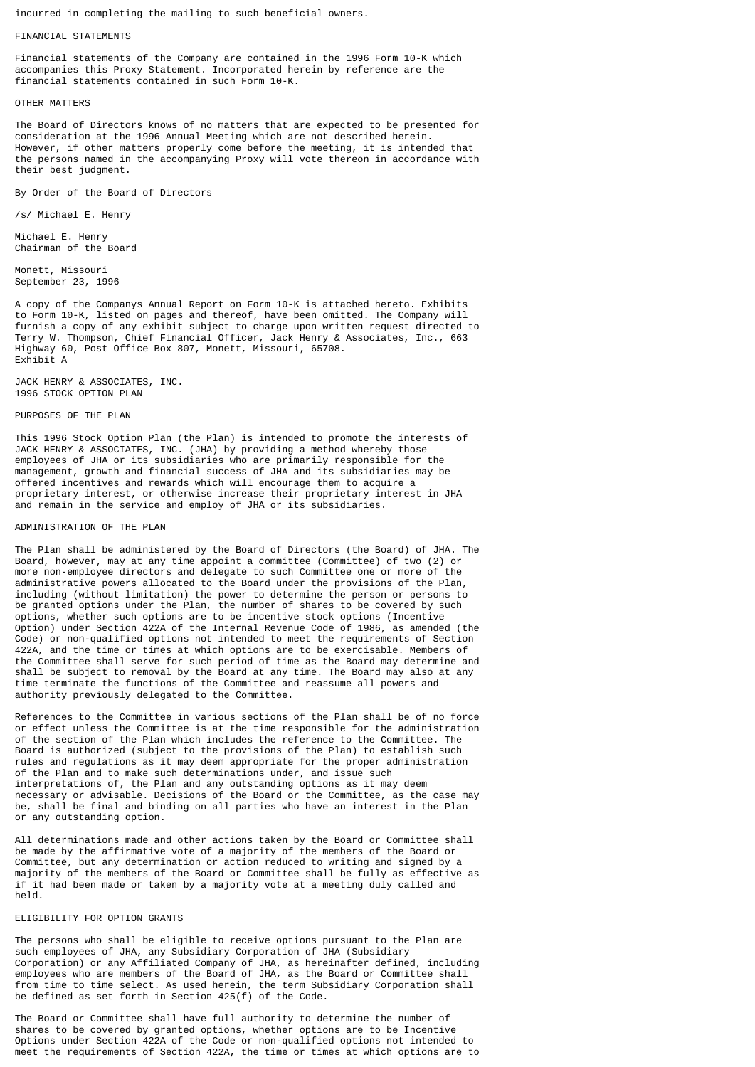incurred in completing the mailing to such beneficial owners.

## FINANCIAL STATEMENTS

Financial statements of the Company are contained in the 1996 Form 10-K which accompanies this Proxy Statement. Incorporated herein by reference are the financial statements contained in such Form 10-K.

## OTHER MATTERS

The Board of Directors knows of no matters that are expected to be presented for consideration at the 1996 Annual Meeting which are not described herein. However, if other matters properly come before the meeting, it is intended that the persons named in the accompanying Proxy will vote thereon in accordance with their best judgment.

By Order of the Board of Directors

/s/ Michael E. Henry

Michael E. Henry
Chairman of the Board

Monett, Missouri
September 23, 1996

A copy of the Companys Annual Report on Form 10-K is attached hereto. Exhibits to Form 10-K, listed on pages and thereof, have been omitted. The Company will furnish a copy of any exhibit subject to charge upon written request directed to Terry W. Thompson, Chief Financial Officer, Jack Henry & Associates, Inc., 663 Highway 60, Post Office Box 807, Monett, Missouri, 65708.
Exhibit A

# JACK HENRY & ASSOCIATES, INC.
# 1996 STOCK OPTION PLAN

## PURPOSES OF THE PLAN

This 1996 Stock Option Plan (the Plan) is intended to promote the interests of JACK HENRY & ASSOCIATES, INC. (JHA) by providing a method whereby those employees of JHA or its subsidiaries who are primarily responsible for the management, growth and financial success of JHA and its subsidiaries may be offered incentives and rewards which will encourage them to acquire a proprietary interest, or otherwise increase their proprietary interest in JHA and remain in the service and employ of JHA or its subsidiaries.

## ADMINISTRATION OF THE PLAN

The Plan shall be administered by the Board of Directors (the Board) of JHA. The Board, however, may at any time appoint a committee (Committee) of two (2) or more non-employee directors and delegate to such Committee one or more of the administrative powers allocated to the Board under the provisions of the Plan, including (without limitation) the power to determine the person or persons to be granted options under the Plan, the number of shares to be covered by such options, whether such options are to be incentive stock options (Incentive Option) under Section 422A of the Internal Revenue Code of 1986, as amended (the Code) or non-qualified options not intended to meet the requirements of Section 422A, and the time or times at which options are to be exercisable. Members of the Committee shall serve for such period of time as the Board may determine and shall be subject to removal by the Board at any time. The Board may also at any time terminate the functions of the Committee and reassume all powers and authority previously delegated to the Committee.

References to the Committee in various sections of the Plan shall be of no force or effect unless the Committee is at the time responsible for the administration of the section of the Plan which includes the reference to the Committee. The Board is authorized (subject to the provisions of the Plan) to establish such rules and regulations as it may deem appropriate for the proper administration of the Plan and to make such determinations under, and issue such interpretations of, the Plan and any outstanding options as it may deem necessary or advisable. Decisions of the Board or the Committee, as the case may be, shall be final and binding on all parties who have an interest in the Plan or any outstanding option.

All determinations made and other actions taken by the Board or Committee shall be made by the affirmative vote of a majority of the members of the Board or Committee, but any determination or action reduced to writing and signed by a majority of the members of the Board or Committee shall be fully as effective as if it had been made or taken by a majority vote at a meeting duly called and held.

## ELIGIBILITY FOR OPTION GRANTS

The persons who shall be eligible to receive options pursuant to the Plan are such employees of JHA, any Subsidiary Corporation of JHA (Subsidiary Corporation) or any Affiliated Company of JHA, as hereinafter defined, including employees who are members of the Board of JHA, as the Board or Committee shall from time to time select. As used herein, the term Subsidiary Corporation shall be defined as set forth in Section 425(f) of the Code.

The Board or Committee shall have full authority to determine the number of shares to be covered by granted options, whether options are to be Incentive Options under Section 422A of the Code or non-qualified options not intended to meet the requirements of Section 422A, the time or times at which options are to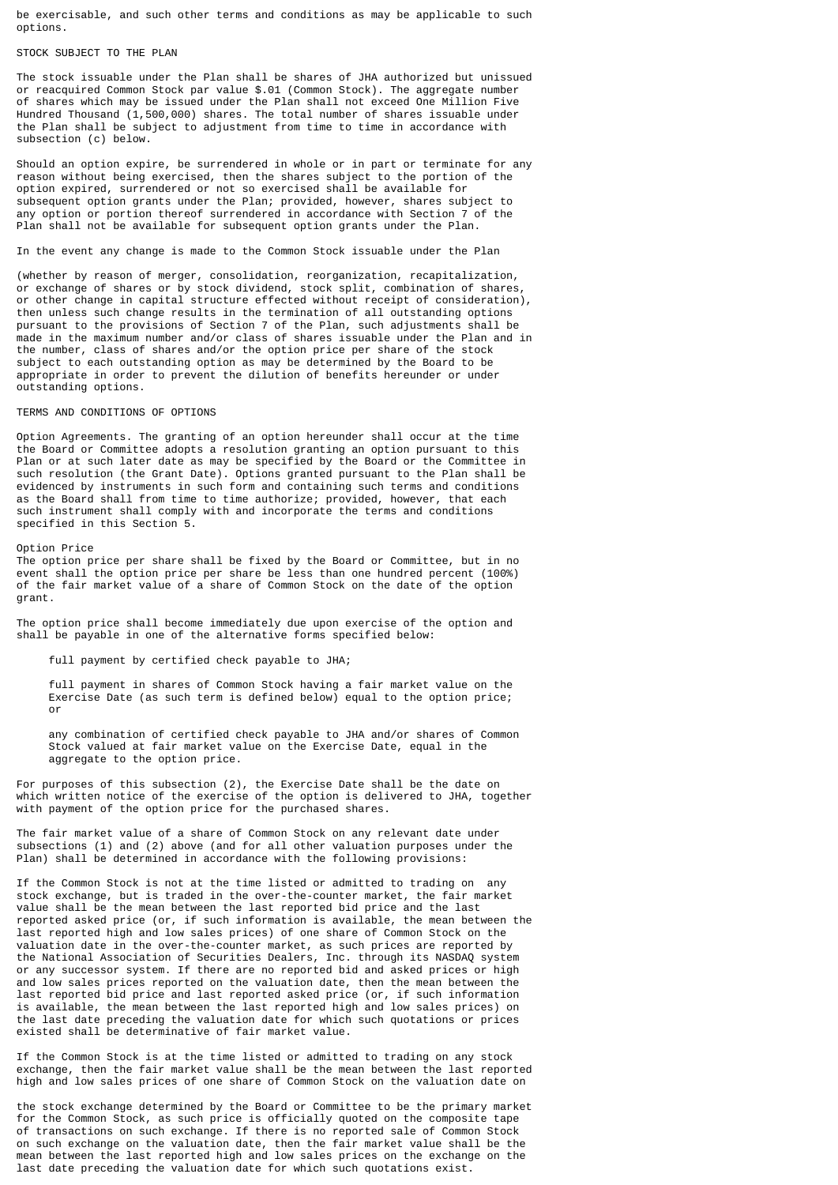be exercisable, and such other terms and conditions as may be applicable to such options.

## STOCK SUBJECT TO THE PLAN

The stock issuable under the Plan shall be shares of JHA authorized but unissued or reacquired Common Stock par value $.01 (Common Stock). The aggregate number of shares which may be issued under the Plan shall not exceed One Million Five Hundred Thousand (1,500,000) shares. The total number of shares issuable under the Plan shall be subject to adjustment from time to time in accordance with subsection (c) below.

Should an option expire, be surrendered in whole or in part or terminate for any reason without being exercised, then the shares subject to the portion of the option expired, surrendered or not so exercised shall be available for subsequent option grants under the Plan; provided, however, shares subject to any option or portion thereof surrendered in accordance with Section 7 of the Plan shall not be available for subsequent option grants under the Plan.

In the event any change is made to the Common Stock issuable under the Plan

(whether by reason of merger, consolidation, reorganization, recapitalization, or exchange of shares or by stock dividend, stock split, combination of shares, or other change in capital structure effected without receipt of consideration), then unless such change results in the termination of all outstanding options pursuant to the provisions of Section 7 of the Plan, such adjustments shall be made in the maximum number and/or class of shares issuable under the Plan and in the number, class of shares and/or the option price per share of the stock subject to each outstanding option as may be determined by the Board to be appropriate in order to prevent the dilution of benefits hereunder or under outstanding options.

## TERMS AND CONDITIONS OF OPTIONS

Option Agreements. The granting of an option hereunder shall occur at the time the Board or Committee adopts a resolution granting an option pursuant to this Plan or at such later date as may be specified by the Board or the Committee in such resolution (the Grant Date). Options granted pursuant to the Plan shall be evidenced by instruments in such form and containing such terms and conditions as the Board shall from time to time authorize; provided, however, that each such instrument shall comply with and incorporate the terms and conditions specified in this Section 5.

Option Price

The option price per share shall be fixed by the Board or Committee, but in no event shall the option price per share be less than one hundred percent (100%) of the fair market value of a share of Common Stock on the date of the option grant.

The option price shall become immediately due upon exercise of the option and shall be payable in one of the alternative forms specified below:

- full payment by certified check payable to JHA;
- full payment in shares of Common Stock having a fair market value on the Exercise Date (as such term is defined below) equal to the option price; or
- any combination of certified check payable to JHA and/or shares of Common Stock valued at fair market value on the Exercise Date, equal in the aggregate to the option price.

For purposes of this subsection (2), the Exercise Date shall be the date on which written notice of the exercise of the option is delivered to JHA, together with payment of the option price for the purchased shares.

The fair market value of a share of Common Stock on any relevant date under subsections (1) and (2) above (and for all other valuation purposes under the Plan) shall be determined in accordance with the following provisions:

If the Common Stock is not at the time listed or admitted to trading on any stock exchange, but is traded in the over-the-counter market, the fair market value shall be the mean between the last reported bid price and the last reported asked price (or, if such information is available, the mean between the last reported high and low sales prices) of one share of Common Stock on the valuation date in the over-the-counter market, as such prices are reported by the National Association of Securities Dealers, Inc. through its NASDAQ system or any successor system. If there are no reported bid and asked prices or high and low sales prices reported on the valuation date, then the mean between the last reported bid price and last reported asked price (or, if such information is available, the mean between the last reported high and low sales prices) on the last date preceding the valuation date for which such quotations or prices existed shall be determinative of fair market value.

If the Common Stock is at the time listed or admitted to trading on any stock exchange, then the fair market value shall be the mean between the last reported high and low sales prices of one share of Common Stock on the valuation date on

the stock exchange determined by the Board or Committee to be the primary market for the Common Stock, as such price is officially quoted on the composite tape of transactions on such exchange. If there is no reported sale of Common Stock on such exchange on the valuation date, then the fair market value shall be the mean between the last reported high and low sales prices on the exchange on the last date preceding the valuation date for which such quotations exist.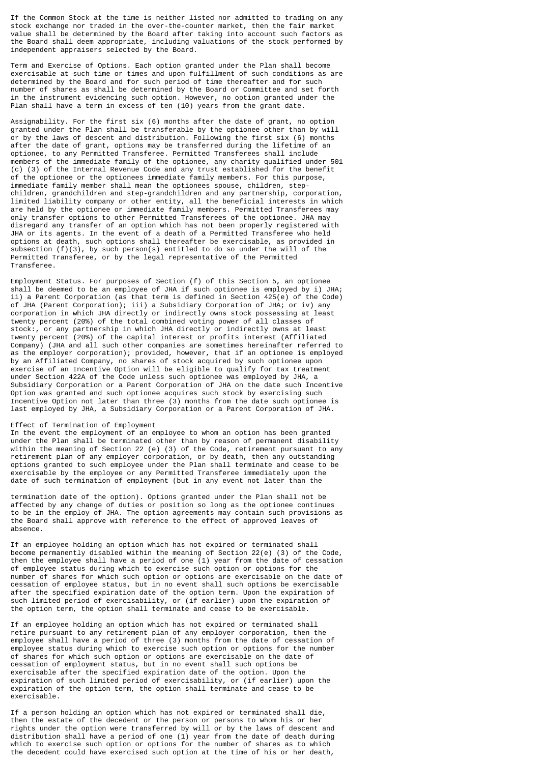If the Common Stock at the time is neither listed nor admitted to trading on any stock exchange nor traded in the over-the-counter market, then the fair market value shall be determined by the Board after taking into account such factors as the Board shall deem appropriate, including valuations of the stock performed by independent appraisers selected by the Board.

Term and Exercise of Options. Each option granted under the Plan shall become exercisable at such time or times and upon fulfillment of such conditions as are determined by the Board and for such period of time thereafter and for such number of shares as shall be determined by the Board or Committee and set forth in the instrument evidencing such option. However, no option granted under the Plan shall have a term in excess of ten (10) years from the grant date.

Assignability. For the first six (6) months after the date of grant, no option granted under the Plan shall be transferable by the optionee other than by will or by the laws of descent and distribution. Following the first six (6) months after the date of grant, options may be transferred during the lifetime of an optionee, to any Permitted Transferee. Permitted Transferees shall include members of the immediate family of the optionee, any charity qualified under 501 (c) (3) of the Internal Revenue Code and any trust established for the benefit of the optionee or the optionees immediate family members. For this purpose, immediate family member shall mean the optionees spouse, children, step-children, grandchildren and step-grandchildren and any partnership, corporation, limited liability company or other entity, all the beneficial interests in which are held by the optionee or immediate family members. Permitted Transferees may only transfer options to other Permitted Transferees of the optionee. JHA may disregard any transfer of an option which has not been properly registered with JHA or its agents. In the event of a death of a Permitted Transferee who held options at death, such options shall thereafter be exercisable, as provided in subsection (f)(3), by such person(s) entitled to do so under the will of the Permitted Transferee, or by the legal representative of the Permitted Transferee.

Employment Status. For purposes of Section (f) of this Section 5, an optionee shall be deemed to be an employee of JHA if such optionee is employed by i) JHA; ii) a Parent Corporation (as that term is defined in Section 425(e) of the Code) of JHA (Parent Corporation); iii) a Subsidiary Corporation of JHA; or iv) any corporation in which JHA directly or indirectly owns stock possessing at least twenty percent (20%) of the total combined voting power of all classes of stock:, or any partnership in which JHA directly or indirectly owns at least twenty percent (20%) of the capital interest or profits interest (Affiliated Company) (JHA and all such other companies are sometimes hereinafter referred to as the employer corporation); provided, however, that if an optionee is employed by an Affiliated Company, no shares of stock acquired by such optionee upon exercise of an Incentive Option will be eligible to qualify for tax treatment under Section 422A of the Code unless such optionee was employed by JHA, a Subsidiary Corporation or a Parent Corporation of JHA on the date such Incentive Option was granted and such optionee acquires such stock by exercising such Incentive Option not later than three (3) months from the date such optionee is last employed by JHA, a Subsidiary Corporation or a Parent Corporation of JHA.

Effect of Termination of Employment

In the event the employment of an employee to whom an option has been granted under the Plan shall be terminated other than by reason of permanent disability within the meaning of Section 22 (e) (3) of the Code, retirement pursuant to any retirement plan of any employer corporation, or by death, then any outstanding options granted to such employee under the Plan shall terminate and cease to be exercisable by the employee or any Permitted Transferee immediately upon the date of such termination of employment (but in any event not later than the termination date of the option). Options granted under the Plan shall not be affected by any change of duties or position so long as the optionee continues to be in the employ of JHA. The option agreements may contain such provisions as the Board shall approve with reference to the effect of approved leaves of absence.

If an employee holding an option which has not expired or terminated shall become permanently disabled within the meaning of Section 22(e) (3) of the Code, then the employee shall have a period of one (1) year from the date of cessation of employee status during which to exercise such option or options for the number of shares for which such option or options are exercisable on the date of cessation of employee status, but in no event shall such options be exercisable after the specified expiration date of the option term. Upon the expiration of such limited period of exercisability, or (if earlier) upon the expiration of the option term, the option shall terminate and cease to be exercisable.

If an employee holding an option which has not expired or terminated shall retire pursuant to any retirement plan of any employer corporation, then the employee shall have a period of three (3) months from the date of cessation of employee status during which to exercise such option or options for the number of shares for which such option or options are exercisable on the date of cessation of employment status, but in no event shall such options be exercisable after the specified expiration date of the option. Upon the expiration of such limited period of exercisability, or (if earlier) upon the expiration of the option term, the option shall terminate and cease to be exercisable.

If a person holding an option which has not expired or terminated shall die, then the estate of the decedent or the person or persons to whom his or her rights under the option were transferred by will or by the laws of descent and distribution shall have a period of one (1) year from the date of death during which to exercise such option or options for the number of shares as to which the decedent could have exercised such option at the time of his or her death,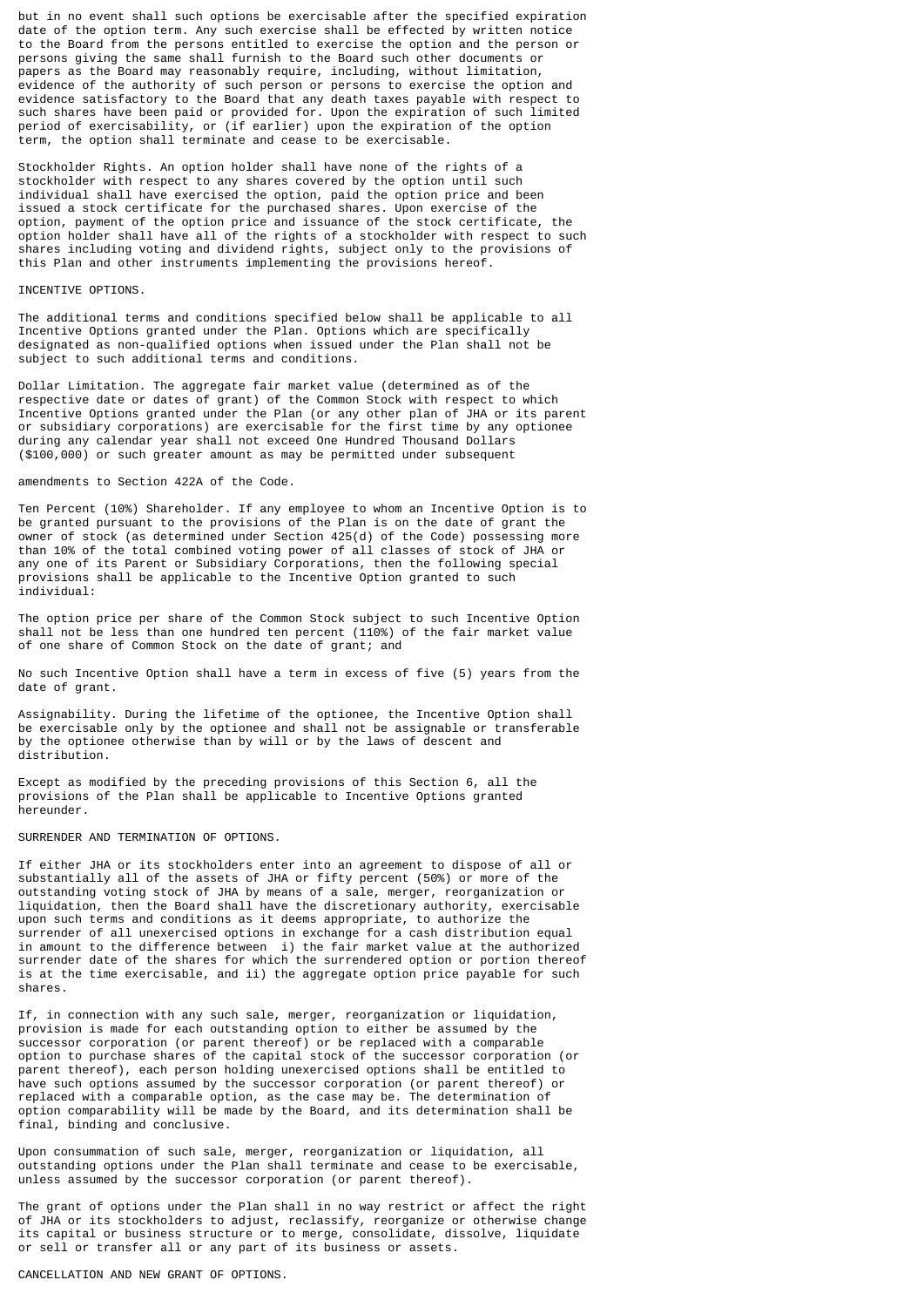but in no event shall such options be exercisable after the specified expiration date of the option term. Any such exercise shall be effected by written notice to the Board from the persons entitled to exercise the option and the person or persons giving the same shall furnish to the Board such other documents or papers as the Board may reasonably require, including, without limitation, evidence of the authority of such person or persons to exercise the option and evidence satisfactory to the Board that any death taxes payable with respect to such shares have been paid or provided for. Upon the expiration of such limited period of exercisability, or (if earlier) upon the expiration of the option term, the option shall terminate and cease to be exercisable.

Stockholder Rights. An option holder shall have none of the rights of a stockholder with respect to any shares covered by the option until such individual shall have exercised the option, paid the option price and been issued a stock certificate for the purchased shares. Upon exercise of the option, payment of the option price and issuance of the stock certificate, the option holder shall have all of the rights of a stockholder with respect to such shares including voting and dividend rights, subject only to the provisions of this Plan and other instruments implementing the provisions hereof.

## INCENTIVE OPTIONS.

The additional terms and conditions specified below shall be applicable to all Incentive Options granted under the Plan. Options which are specifically designated as non-qualified options when issued under the Plan shall not be subject to such additional terms and conditions.

Dollar Limitation. The aggregate fair market value (determined as of the respective date or dates of grant) of the Common Stock with respect to which Incentive Options granted under the Plan (or any other plan of JHA or its parent or subsidiary corporations) are exercisable for the first time by any optionee during any calendar year shall not exceed One Hundred Thousand Dollars ($100,000) or such greater amount as may be permitted under subsequent

amendments to Section 422A of the Code.

Ten Percent (10%) Shareholder. If any employee to whom an Incentive Option is to be granted pursuant to the provisions of the Plan is on the date of grant the owner of stock (as determined under Section 425(d) of the Code) possessing more than 10% of the total combined voting power of all classes of stock of JHA or any one of its Parent or Subsidiary Corporations, then the following special provisions shall be applicable to the Incentive Option granted to such individual:

The option price per share of the Common Stock subject to such Incentive Option shall not be less than one hundred ten percent (110%) of the fair market value of one share of Common Stock on the date of grant; and

No such Incentive Option shall have a term in excess of five (5) years from the date of grant.

Assignability. During the lifetime of the optionee, the Incentive Option shall be exercisable only by the optionee and shall not be assignable or transferable by the optionee otherwise than by will or by the laws of descent and distribution.

Except as modified by the preceding provisions of this Section 6, all the provisions of the Plan shall be applicable to Incentive Options granted hereunder.

## SURRENDER AND TERMINATION OF OPTIONS.

If either JHA or its stockholders enter into an agreement to dispose of all or substantially all of the assets of JHA or fifty percent (50%) or more of the outstanding voting stock of JHA by means of a sale, merger, reorganization or liquidation, then the Board shall have the discretionary authority, exercisable upon such terms and conditions as it deems appropriate, to authorize the surrender of all unexercised options in exchange for a cash distribution equal in amount to the difference between i) the fair market value at the authorized surrender date of the shares for which the surrendered option or portion thereof is at the time exercisable, and ii) the aggregate option price payable for such shares.

If, in connection with any such sale, merger, reorganization or liquidation, provision is made for each outstanding option to either be assumed by the successor corporation (or parent thereof) or be replaced with a comparable option to purchase shares of the capital stock of the successor corporation (or parent thereof), each person holding unexercised options shall be entitled to have such options assumed by the successor corporation (or parent thereof) or replaced with a comparable option, as the case may be. The determination of option comparability will be made by the Board, and its determination shall be final, binding and conclusive.

Upon consummation of such sale, merger, reorganization or liquidation, all outstanding options under the Plan shall terminate and cease to be exercisable, unless assumed by the successor corporation (or parent thereof).

The grant of options under the Plan shall in no way restrict or affect the right of JHA or its stockholders to adjust, reclassify, reorganize or otherwise change its capital or business structure or to merge, consolidate, dissolve, liquidate or sell or transfer all or any part of its business or assets.

## CANCELLATION AND NEW GRANT OF OPTIONS.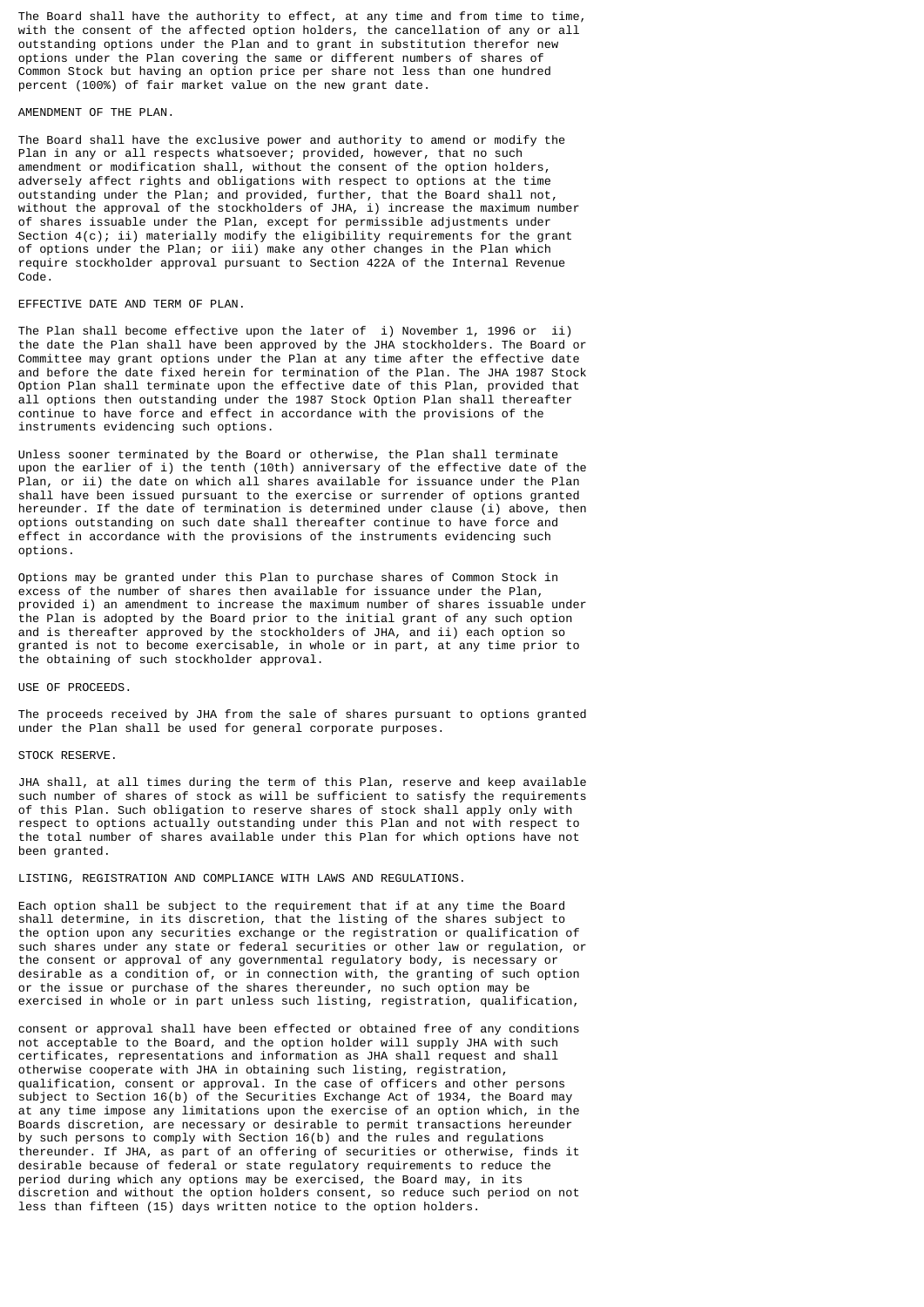The Board shall have the authority to effect, at any time and from time to time, with the consent of the affected option holders, the cancellation of any or all outstanding options under the Plan and to grant in substitution therefor new options under the Plan covering the same or different numbers of shares of Common Stock but having an option price per share not less than one hundred percent (100%) of fair market value on the new grant date.

## AMENDMENT OF THE PLAN.

The Board shall have the exclusive power and authority to amend or modify the Plan in any or all respects whatsoever; provided, however, that no such amendment or modification shall, without the consent of the option holders, adversely affect rights and obligations with respect to options at the time outstanding under the Plan; and provided, further, that the Board shall not, without the approval of the stockholders of JHA, i) increase the maximum number of shares issuable under the Plan, except for permissible adjustments under Section 4(c); ii) materially modify the eligibility requirements for the grant of options under the Plan; or iii) make any other changes in the Plan which require stockholder approval pursuant to Section 422A of the Internal Revenue Code.

## EFFECTIVE DATE AND TERM OF PLAN.

The Plan shall become effective upon the later of i) November 1, 1996 or ii) the date the Plan shall have been approved by the JHA stockholders. The Board or Committee may grant options under the Plan at any time after the effective date and before the date fixed herein for termination of the Plan. The JHA 1987 Stock Option Plan shall terminate upon the effective date of this Plan, provided that all options then outstanding under the 1987 Stock Option Plan shall thereafter continue to have force and effect in accordance with the provisions of the instruments evidencing such options.

Unless sooner terminated by the Board or otherwise, the Plan shall terminate upon the earlier of i) the tenth (10th) anniversary of the effective date of the Plan, or ii) the date on which all shares available for issuance under the Plan shall have been issued pursuant to the exercise or surrender of options granted hereunder. If the date of termination is determined under clause (i) above, then options outstanding on such date shall thereafter continue to have force and effect in accordance with the provisions of the instruments evidencing such options.

Options may be granted under this Plan to purchase shares of Common Stock in excess of the number of shares then available for issuance under the Plan, provided i) an amendment to increase the maximum number of shares issuable under the Plan is adopted by the Board prior to the initial grant of any such option and is thereafter approved by the stockholders of JHA, and ii) each option so granted is not to become exercisable, in whole or in part, at any time prior to the obtaining of such stockholder approval.

## USE OF PROCEEDS.

The proceeds received by JHA from the sale of shares pursuant to options granted under the Plan shall be used for general corporate purposes.

## STOCK RESERVE.

JHA shall, at all times during the term of this Plan, reserve and keep available such number of shares of stock as will be sufficient to satisfy the requirements of this Plan. Such obligation to reserve shares of stock shall apply only with respect to options actually outstanding under this Plan and not with respect to the total number of shares available under this Plan for which options have not been granted.

## LISTING, REGISTRATION AND COMPLIANCE WITH LAWS AND REGULATIONS.

Each option shall be subject to the requirement that if at any time the Board shall determine, in its discretion, that the listing of the shares subject to the option upon any securities exchange or the registration or qualification of such shares under any state or federal securities or other law or regulation, or the consent or approval of any governmental regulatory body, is necessary or desirable as a condition of, or in connection with, the granting of such option or the issue or purchase of the shares thereunder, no such option may be exercised in whole or in part unless such listing, registration, qualification, consent or approval shall have been effected or obtained free of any conditions not acceptable to the Board, and the option holder will supply JHA with such certificates, representations and information as JHA shall request and shall otherwise cooperate with JHA in obtaining such listing, registration, qualification, consent or approval. In the case of officers and other persons subject to Section 16(b) of the Securities Exchange Act of 1934, the Board may at any time impose any limitations upon the exercise of an option which, in the Boards discretion, are necessary or desirable to permit transactions hereunder by such persons to comply with Section 16(b) and the rules and regulations thereunder. If JHA, as part of an offering of securities or otherwise, finds it desirable because of federal or state regulatory requirements to reduce the period during which any options may be exercised, the Board may, in its discretion and without the option holders consent, so reduce such period on not less than fifteen (15) days written notice to the option holders.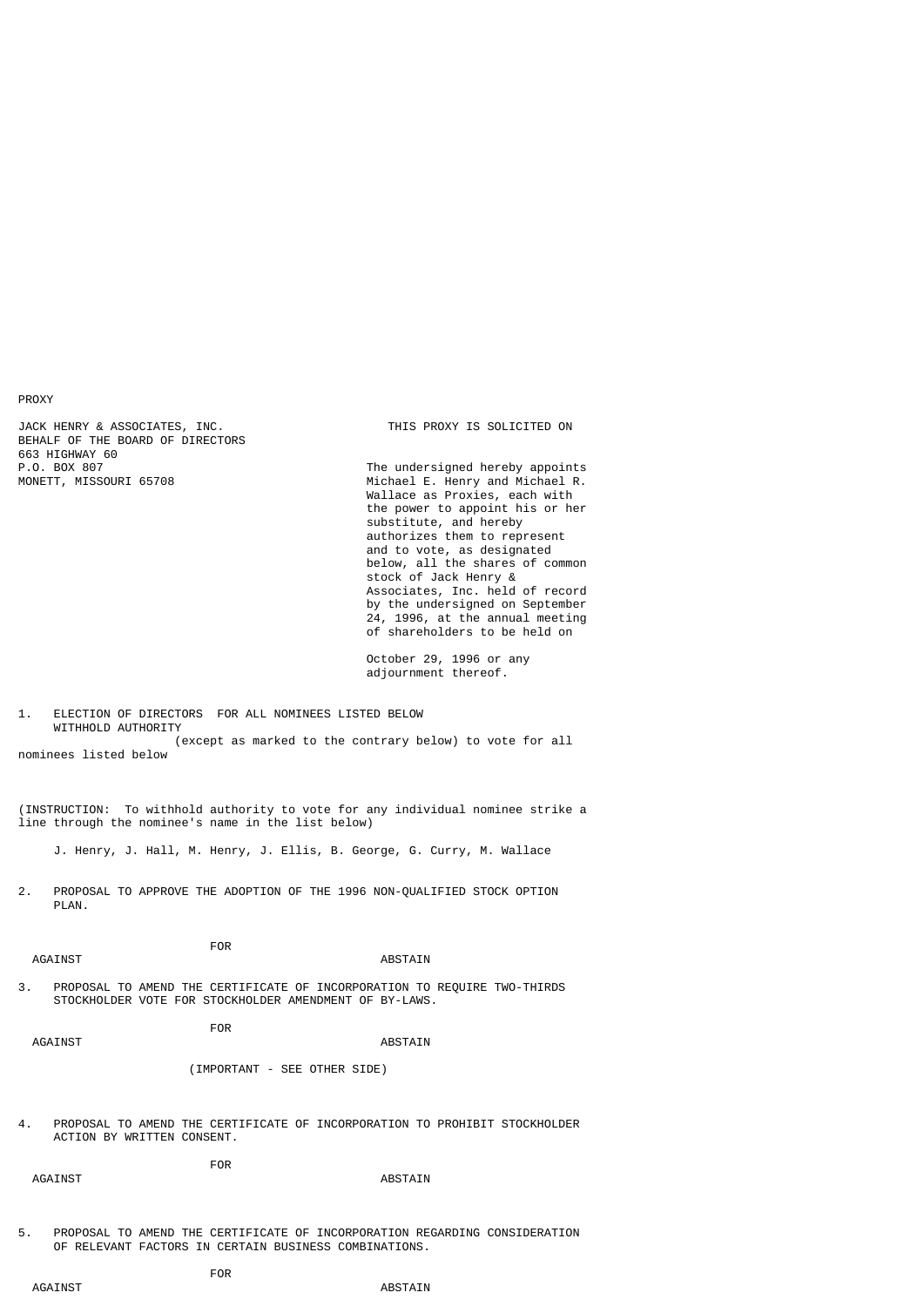PROXY

JACK HENRY & ASSOCIATES, INC.
663 HIGHWAY 60
P.O. BOX 807
MONETT, MISSOURI 65708

THIS PROXY IS SOLICITED ON BEHALF OF THE BOARD OF DIRECTORS

The undersigned hereby appoints Michael E. Henry and Michael R. Wallace as Proxies, each with the power to appoint his or her substitute, and hereby authorizes them to represent and to vote, as designated below, all the shares of common stock of Jack Henry & Associates, Inc. held of record by the undersigned on September 24, 1996, at the annual meeting of shareholders to be held on

October 29, 1996 or any adjournment thereof.

1. ELECTION OF DIRECTORS FOR ALL NOMINEES LISTED BELOW (except as marked to the contrary below) WITHHOLD AUTHORITY to vote for all nominees listed below

(INSTRUCTION: To withhold authority to vote for any individual nominee strike a line through the nominee's name in the list below)

J. Henry, J. Hall, M. Henry, J. Ellis, B. George, G. Curry, M. Wallace

2. PROPOSAL TO APPROVE THE ADOPTION OF THE 1996 NON-QUALIFIED STOCK OPTION PLAN.

FOR AGAINST ABSTAIN

3. PROPOSAL TO AMEND THE CERTIFICATE OF INCORPORATION TO REQUIRE TWO-THIRDS STOCKHOLDER VOTE FOR STOCKHOLDER AMENDMENT OF BY-LAWS.

FOR AGAINST ABSTAIN

(IMPORTANT - SEE OTHER SIDE)

4. PROPOSAL TO AMEND THE CERTIFICATE OF INCORPORATION TO PROHIBIT STOCKHOLDER ACTION BY WRITTEN CONSENT.

FOR AGAINST ABSTAIN

5. PROPOSAL TO AMEND THE CERTIFICATE OF INCORPORATION REGARDING CONSIDERATION OF RELEVANT FACTORS IN CERTAIN BUSINESS COMBINATIONS.

FOR AGAINST ABSTAIN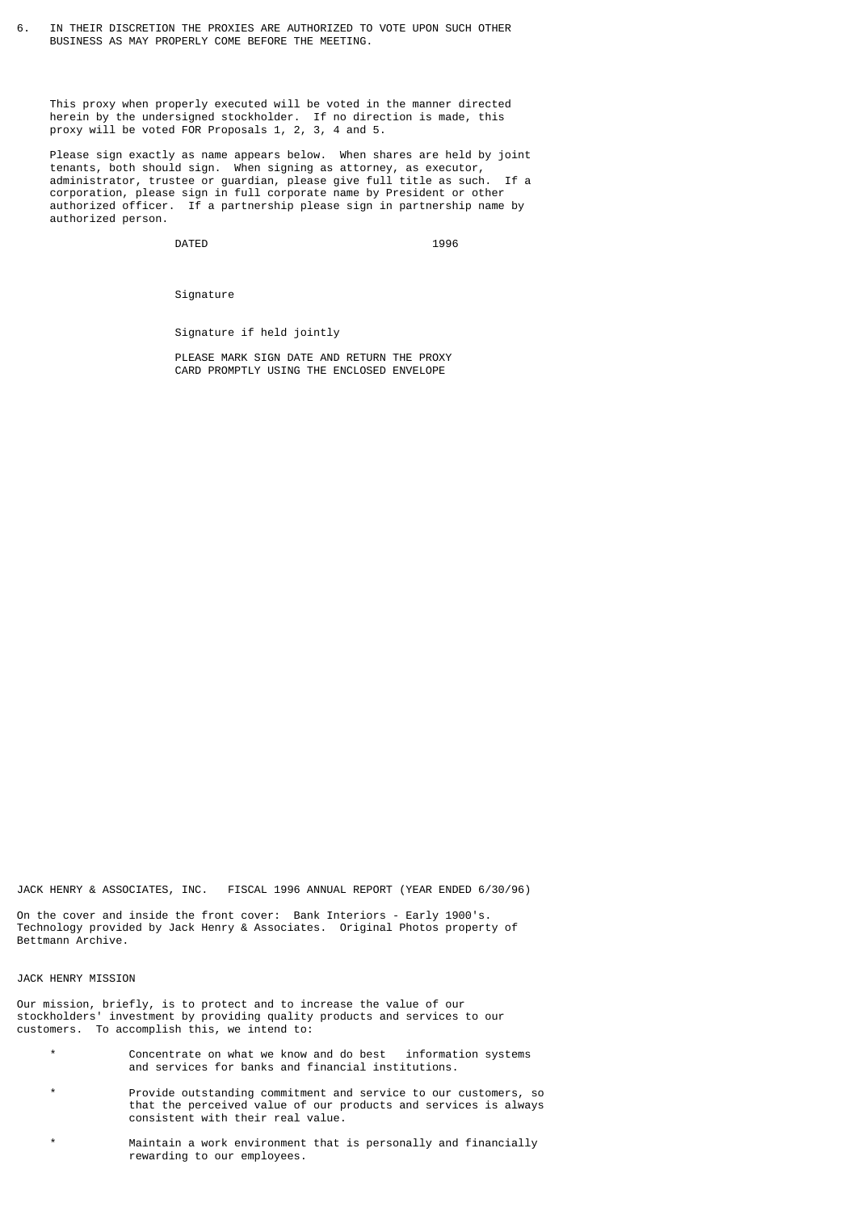6. IN THEIR DISCRETION THE PROXIES ARE AUTHORIZED TO VOTE UPON SUCH OTHER BUSINESS AS MAY PROPERLY COME BEFORE THE MEETING.

This proxy when properly executed will be voted in the manner directed herein by the undersigned stockholder. If no direction is made, this proxy will be voted FOR Proposals 1, 2, 3, 4 and 5.

Please sign exactly as name appears below. When shares are held by joint tenants, both should sign. When signing as attorney, as executor, administrator, trustee or guardian, please give full title as such. If a corporation, please sign in full corporate name by President or other authorized officer. If a partnership please sign in partnership name by authorized person.

DATED 1996

Signature

Signature if held jointly

PLEASE MARK SIGN DATE AND RETURN THE PROXY CARD PROMPTLY USING THE ENCLOSED ENVELOPE

JACK HENRY & ASSOCIATES, INC. FISCAL 1996 ANNUAL REPORT (YEAR ENDED 6/30/96)

On the cover and inside the front cover: Bank Interiors - Early 1900's. Technology provided by Jack Henry & Associates. Original Photos property of Bettmann Archive.

JACK HENRY MISSION

Our mission, briefly, is to protect and to increase the value of our stockholders' investment by providing quality products and services to our customers. To accomplish this, we intend to:

- Concentrate on what we know and do best information systems and services for banks and financial institutions.
- Provide outstanding commitment and service to our customers, so that the perceived value of our products and services is always consistent with their real value.
- Maintain a work environment that is personally and financially rewarding to our employees.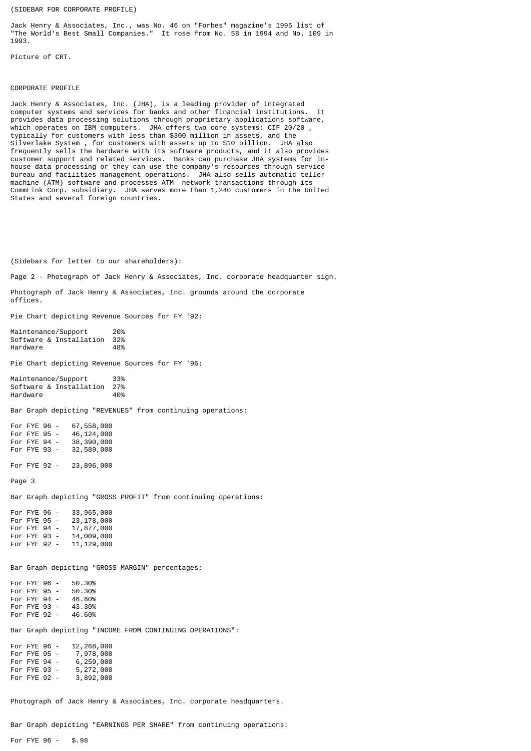(SIDEBAR FOR CORPORATE PROFILE)

Jack Henry & Associates, Inc., was No. 46 on "Forbes" magazine's 1995 list of "The World's Best Small Companies." It rose from No. 58 in 1994 and No. 109 in 1993.

Picture of CRT.

## CORPORATE PROFILE

Jack Henry & Associates, Inc. (JHA), is a leading provider of integrated computer systems and services for banks and other financial institutions. It provides data processing solutions through proprietary applications software, which operates on IBM computers. JHA offers two core systems: CIF 20/20 , typically for customers with less than $300 million in assets, and the Silverlake System , for customers with assets up to $10 billion. JHA also frequently sells the hardware with its software products, and it also provides customer support and related services. Banks can purchase JHA systems for in-house data processing or they can use the company's resources through service bureau and facilities management operations. JHA also sells automatic teller machine (ATM) software and processes ATM network transactions through its CommLink Corp. subsidiary. JHA serves more than 1,240 customers in the United States and several foreign countries.

(Sidebars for letter to our shareholders):

Page 2 - Photograph of Jack Henry & Associates, Inc. corporate headquarter sign.

Photograph of Jack Henry & Associates, Inc. grounds around the corporate offices.

Pie Chart depicting Revenue Sources for FY '92:

| | |
|---|---|
| Maintenance/Support | 20% |
| Software & Installation | 32% |
| Hardware | 48% |

Pie Chart depicting Revenue Sources for FY '96:

| | |
|---|---|
| Maintenance/Support | 33% |
| Software & Installation | 27% |
| Hardware | 40% |

Bar Graph depicting "REVENUES" from continuing operations:

| | |
|---|---|
| For FYE 96 - | 67,558,000 |
| For FYE 95 - | 46,124,000 |
| For FYE 94 - | 38,390,000 |
| For FYE 93 - | 32,589,000 |
| For FYE 92 - | 23,896,000 |

Page 3

Bar Graph depicting "GROSS PROFIT" from continuing operations:

| | |
|---|---|
| For FYE 96 - | 33,965,000 |
| For FYE 95 - | 23,178,000 |
| For FYE 94 - | 17,877,000 |
| For FYE 93 - | 14,009,000 |
| For FYE 92 - | 11,129,000 |

Bar Graph depicting "GROSS MARGIN" percentages:

| | |
|---|---|
| For FYE 96 - | 50.30% |
| For FYE 95 - | 50.30% |
| For FYE 94 - | 46.60% |
| For FYE 93 - | 43.30% |
| For FYE 92 - | 46.60% |

Bar Graph depicting "INCOME FROM CONTINUING OPERATIONS":

| | |
|---|---|
| For FYE 96 - | 12,268,000 |
| For FYE 95 - | 7,978,000 |
| For FYE 94 - | 6,259,000 |
| For FYE 93 - | 5,272,000 |
| For FYE 92 - | 3,892,000 |

Photograph of Jack Henry & Associates, Inc. corporate headquarters.

Bar Graph depicting "EARNINGS PER SHARE" from continuing operations:

For FYE 96 - $.98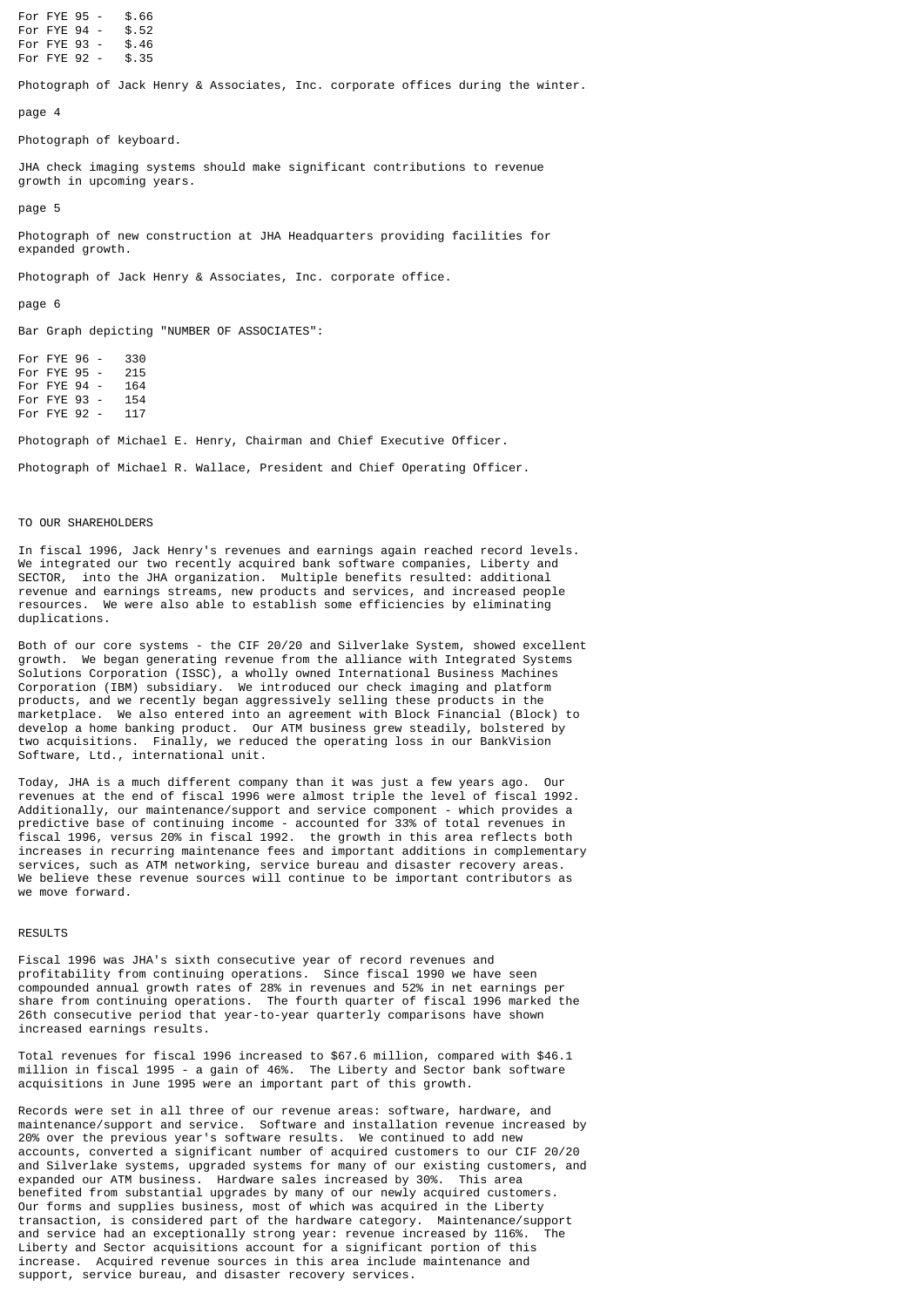For FYE 95 - $.66
For FYE 94 - $.52
For FYE 93 - $.46
For FYE 92 - $.35

Photograph of Jack Henry & Associates, Inc. corporate offices during the winter.

page 4

Photograph of keyboard.

JHA check imaging systems should make significant contributions to revenue growth in upcoming years.

page 5

Photograph of new construction at JHA Headquarters providing facilities for expanded growth.

Photograph of Jack Henry & Associates, Inc. corporate office.

page 6

Bar Graph depicting "NUMBER OF ASSOCIATES":

For FYE 96 - 330
For FYE 95 - 215
For FYE 94 - 164
For FYE 93 - 154
For FYE 92 - 117

Photograph of Michael E. Henry, Chairman and Chief Executive Officer.

Photograph of Michael R. Wallace, President and Chief Operating Officer.

## TO OUR SHAREHOLDERS

In fiscal 1996, Jack Henry's revenues and earnings again reached record levels. We integrated our two recently acquired bank software companies, Liberty and SECTOR, into the JHA organization. Multiple benefits resulted: additional revenue and earnings streams, new products and services, and increased people resources. We were also able to establish some efficiencies by eliminating duplications.

Both of our core systems - the CIF 20/20 and Silverlake System, showed excellent growth. We began generating revenue from the alliance with Integrated Systems Solutions Corporation (ISSC), a wholly owned International Business Machines Corporation (IBM) subsidiary. We introduced our check imaging and platform products, and we recently began aggressively selling these products in the marketplace. We also entered into an agreement with Block Financial (Block) to develop a home banking product. Our ATM business grew steadily, bolstered by two acquisitions. Finally, we reduced the operating loss in our BankVision Software, Ltd., international unit.

Today, JHA is a much different company than it was just a few years ago. Our revenues at the end of fiscal 1996 were almost triple the level of fiscal 1992. Additionally, our maintenance/support and service component - which provides a predictive base of continuing income - accounted for 33% of total revenues in fiscal 1996, versus 20% in fiscal 1992. the growth in this area reflects both increases in recurring maintenance fees and important additions in complementary services, such as ATM networking, service bureau and disaster recovery areas. We believe these revenue sources will continue to be important contributors as we move forward.

## RESULTS

Fiscal 1996 was JHA's sixth consecutive year of record revenues and profitability from continuing operations. Since fiscal 1990 we have seen compounded annual growth rates of 28% in revenues and 52% in net earnings per share from continuing operations. The fourth quarter of fiscal 1996 marked the 26th consecutive period that year-to-year quarterly comparisons have shown increased earnings results.

Total revenues for fiscal 1996 increased to $67.6 million, compared with $46.1 million in fiscal 1995 - a gain of 46%. The Liberty and Sector bank software acquisitions in June 1995 were an important part of this growth.

Records were set in all three of our revenue areas: software, hardware, and maintenance/support and service. Software and installation revenue increased by 20% over the previous year's software results. We continued to add new accounts, converted a significant number of acquired customers to our CIF 20/20 and Silverlake systems, upgraded systems for many of our existing customers, and expanded our ATM business. Hardware sales increased by 30%. This area benefited from substantial upgrades by many of our newly acquired customers. Our forms and supplies business, most of which was acquired in the Liberty transaction, is considered part of the hardware category. Maintenance/support and service had an exceptionally strong year: revenue increased by 116%. The Liberty and Sector acquisitions account for a significant portion of this increase. Acquired revenue sources in this area include maintenance and support, service bureau, and disaster recovery services.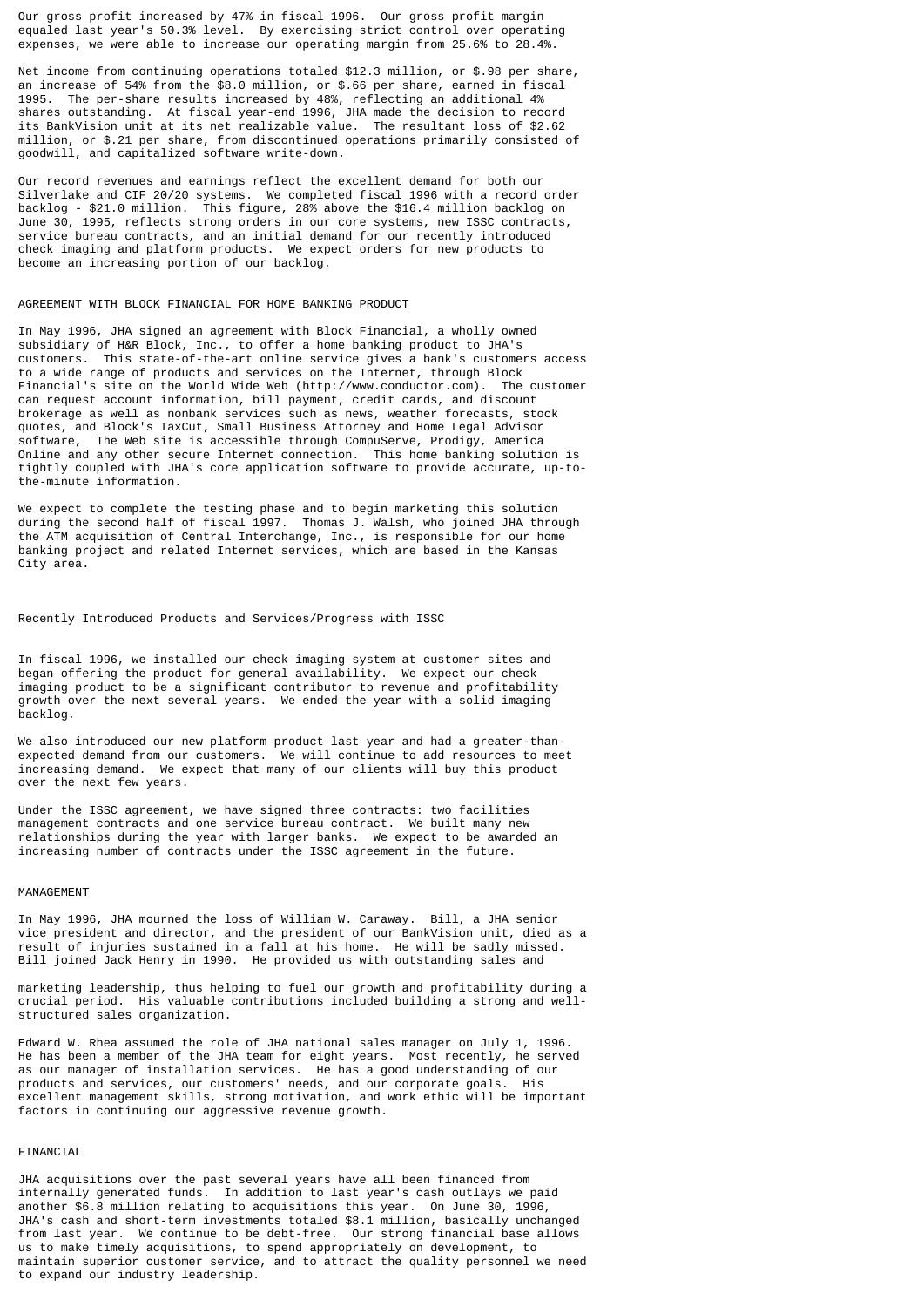Our gross profit increased by 47% in fiscal 1996. Our gross profit margin equaled last year's 50.3% level. By exercising strict control over operating expenses, we were able to increase our operating margin from 25.6% to 28.4%.

Net income from continuing operations totaled $12.3 million, or $.98 per share, an increase of 54% from the $8.0 million, or $.66 per share, earned in fiscal 1995. The per-share results increased by 48%, reflecting an additional 4% shares outstanding. At fiscal year-end 1996, JHA made the decision to record its BankVision unit at its net realizable value. The resultant loss of $2.62 million, or $.21 per share, from discontinued operations primarily consisted of goodwill, and capitalized software write-down.

Our record revenues and earnings reflect the excellent demand for both our Silverlake and CIF 20/20 systems. We completed fiscal 1996 with a record order backlog - $21.0 million. This figure, 28% above the $16.4 million backlog on June 30, 1995, reflects strong orders in our core systems, new ISSC contracts, service bureau contracts, and an initial demand for our recently introduced check imaging and platform products. We expect orders for new products to become an increasing portion of our backlog.

## AGREEMENT WITH BLOCK FINANCIAL FOR HOME BANKING PRODUCT

In May 1996, JHA signed an agreement with Block Financial, a wholly owned subsidiary of H&R Block, Inc., to offer a home banking product to JHA's customers. This state-of-the-art online service gives a bank's customers access to a wide range of products and services on the Internet, through Block Financial's site on the World Wide Web (http://www.conductor.com). The customer can request account information, bill payment, credit cards, and discount brokerage as well as nonbank services such as news, weather forecasts, stock quotes, and Block's TaxCut, Small Business Attorney and Home Legal Advisor software, The Web site is accessible through CompuServe, Prodigy, America Online and any other secure Internet connection. This home banking solution is tightly coupled with JHA's core application software to provide accurate, up-to-the-minute information.

We expect to complete the testing phase and to begin marketing this solution during the second half of fiscal 1997. Thomas J. Walsh, who joined JHA through the ATM acquisition of Central Interchange, Inc., is responsible for our home banking project and related Internet services, which are based in the Kansas City area.

## Recently Introduced Products and Services/Progress with ISSC

In fiscal 1996, we installed our check imaging system at customer sites and began offering the product for general availability. We expect our check imaging product to be a significant contributor to revenue and profitability growth over the next several years. We ended the year with a solid imaging backlog.

We also introduced our new platform product last year and had a greater-than-expected demand from our customers. We will continue to add resources to meet increasing demand. We expect that many of our clients will buy this product over the next few years.

Under the ISSC agreement, we have signed three contracts: two facilities management contracts and one service bureau contract. We built many new relationships during the year with larger banks. We expect to be awarded an increasing number of contracts under the ISSC agreement in the future.

## MANAGEMENT

In May 1996, JHA mourned the loss of William W. Caraway. Bill, a JHA senior vice president and director, and the president of our BankVision unit, died as a result of injuries sustained in a fall at his home. He will be sadly missed. Bill joined Jack Henry in 1990. He provided us with outstanding sales and marketing leadership, thus helping to fuel our growth and profitability during a crucial period. His valuable contributions included building a strong and well-structured sales organization.

Edward W. Rhea assumed the role of JHA national sales manager on July 1, 1996. He has been a member of the JHA team for eight years. Most recently, he served as our manager of installation services. He has a good understanding of our products and services, our customers' needs, and our corporate goals. His excellent management skills, strong motivation, and work ethic will be important factors in continuing our aggressive revenue growth.

## FINANCIAL

JHA acquisitions over the past several years have all been financed from internally generated funds. In addition to last year's cash outlays we paid another $6.8 million relating to acquisitions this year. On June 30, 1996, JHA's cash and short-term investments totaled $8.1 million, basically unchanged from last year. We continue to be debt-free. Our strong financial base allows us to make timely acquisitions, to spend appropriately on development, to maintain superior customer service, and to attract the quality personnel we need to expand our industry leadership.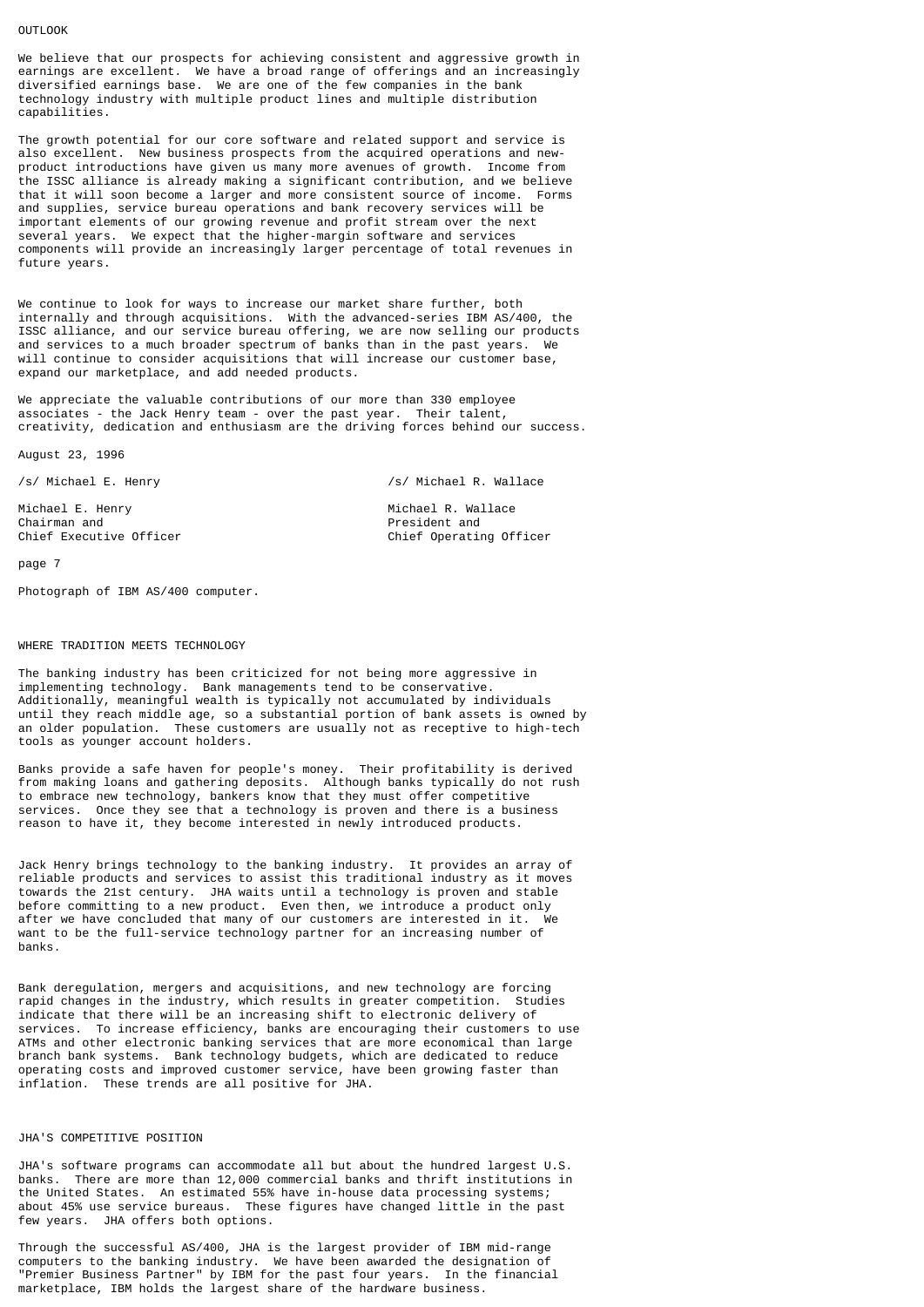## OUTLOOK

We believe that our prospects for achieving consistent and aggressive growth in earnings are excellent. We have a broad range of offerings and an increasingly diversified earnings base. We are one of the few companies in the bank technology industry with multiple product lines and multiple distribution capabilities.

The growth potential for our core software and related support and service is also excellent. New business prospects from the acquired operations and new-product introductions have given us many more avenues of growth. Income from the ISSC alliance is already making a significant contribution, and we believe that it will soon become a larger and more consistent source of income. Forms and supplies, service bureau operations and bank recovery services will be important elements of our growing revenue and profit stream over the next several years. We expect that the higher-margin software and services components will provide an increasingly larger percentage of total revenues in future years.

We continue to look for ways to increase our market share further, both internally and through acquisitions. With the advanced-series IBM AS/400, the ISSC alliance, and our service bureau offering, we are now selling our products and services to a much broader spectrum of banks than in the past years. We will continue to consider acquisitions that will increase our customer base, expand our marketplace, and add needed products.

We appreciate the valuable contributions of our more than 330 employee associates - the Jack Henry team - over the past year. Their talent, creativity, dedication and enthusiasm are the driving forces behind our success.

August 23, 1996

/s/ Michael E. Henry

Michael E. Henry
Chairman and
Chief Executive Officer

/s/ Michael R. Wallace

Michael R. Wallace
President and
Chief Operating Officer

page 7

Photograph of IBM AS/400 computer.

## WHERE TRADITION MEETS TECHNOLOGY

The banking industry has been criticized for not being more aggressive in implementing technology. Bank managements tend to be conservative. Additionally, meaningful wealth is typically not accumulated by individuals until they reach middle age, so a substantial portion of bank assets is owned by an older population. These customers are usually not as receptive to high-tech tools as younger account holders.

Banks provide a safe haven for people's money. Their profitability is derived from making loans and gathering deposits. Although banks typically do not rush to embrace new technology, bankers know that they must offer competitive services. Once they see that a technology is proven and there is a business reason to have it, they become interested in newly introduced products.

Jack Henry brings technology to the banking industry. It provides an array of reliable products and services to assist this traditional industry as it moves towards the 21st century. JHA waits until a technology is proven and stable before committing to a new product. Even then, we introduce a product only after we have concluded that many of our customers are interested in it. We want to be the full-service technology partner for an increasing number of banks.

Bank deregulation, mergers and acquisitions, and new technology are forcing rapid changes in the industry, which results in greater competition. Studies indicate that there will be an increasing shift to electronic delivery of services. To increase efficiency, banks are encouraging their customers to use ATMs and other electronic banking services that are more economical than large branch bank systems. Bank technology budgets, which are dedicated to reduce operating costs and improved customer service, have been growing faster than inflation. These trends are all positive for JHA.

## JHA'S COMPETITIVE POSITION

JHA's software programs can accommodate all but about the hundred largest U.S. banks. There are more than 12,000 commercial banks and thrift institutions in the United States. An estimated 55% have in-house data processing systems; about 45% use service bureaus. These figures have changed little in the past few years. JHA offers both options.

Through the successful AS/400, JHA is the largest provider of IBM mid-range computers to the banking industry. We have been awarded the designation of "Premier Business Partner" by IBM for the past four years. In the financial marketplace, IBM holds the largest share of the hardware business.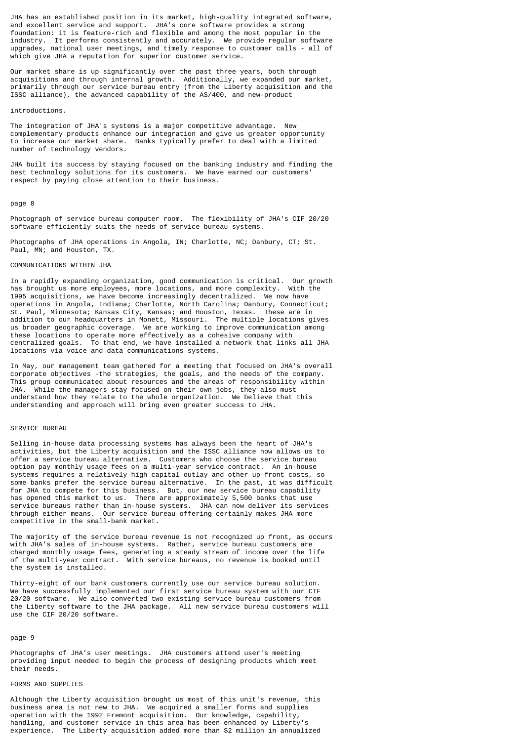JHA has an established position in its market, high-quality integrated software, and excellent service and support. JHA's core software provides a strong foundation: it is feature-rich and flexible and among the most popular in the industry. It performs consistently and accurately. We provide regular software upgrades, national user meetings, and timely response to customer calls - all of which give JHA a reputation for superior customer service.

Our market share is up significantly over the past three years, both through acquisitions and through internal growth. Additionally, we expanded our market, primarily through our service bureau entry (from the Liberty acquisition and the ISSC alliance), the advanced capability of the AS/400, and new-product

introductions.

The integration of JHA's systems is a major competitive advantage. New complementary products enhance our integration and give us greater opportunity to increase our market share. Banks typically prefer to deal with a limited number of technology vendors.

JHA built its success by staying focused on the banking industry and finding the best technology solutions for its customers. We have earned our customers' respect by paying close attention to their business.

page 8

Photograph of service bureau computer room. The flexibility of JHA's CIF 20/20 software efficiently suits the needs of service bureau systems.

Photographs of JHA operations in Angola, IN; Charlotte, NC; Danbury, CT; St. Paul, MN; and Houston, TX.

## COMMUNICATIONS WITHIN JHA

In a rapidly expanding organization, good communication is critical. Our growth has brought us more employees, more locations, and more complexity. With the 1995 acquisitions, we have become increasingly decentralized. We now have operations in Angola, Indiana; Charlotte, North Carolina; Danbury, Connecticut; St. Paul, Minnesota; Kansas City, Kansas; and Houston, Texas. These are in addition to our headquarters in Monett, Missouri. The multiple locations gives us broader geographic coverage. We are working to improve communication among these locations to operate more effectively as a cohesive company with centralized goals. To that end, we have installed a network that links all JHA locations via voice and data communications systems.

In May, our management team gathered for a meeting that focused on JHA's overall corporate objectives -the strategies, the goals, and the needs of the company. This group communicated about resources and the areas of responsibility within JHA. While the managers stay focused on their own jobs, they also must understand how they relate to the whole organization. We believe that this understanding and approach will bring even greater success to JHA.

## SERVICE BUREAU

Selling in-house data processing systems has always been the heart of JHA's activities, but the Liberty acquisition and the ISSC alliance now allows us to offer a service bureau alternative. Customers who choose the service bureau option pay monthly usage fees on a multi-year service contract. An in-house systems requires a relatively high capital outlay and other up-front costs, so some banks prefer the service bureau alternative. In the past, it was difficult for JHA to compete for this business. But, our new service bureau capability has opened this market to us. There are approximately 5,500 banks that use service bureaus rather than in-house systems. JHA can now deliver its services through either means. Our service bureau offering certainly makes JHA more competitive in the small-bank market.

The majority of the service bureau revenue is not recognized up front, as occurs with JHA's sales of in-house systems. Rather, service bureau customers are charged monthly usage fees, generating a steady stream of income over the life of the multi-year contract. With service bureaus, no revenue is booked until the system is installed.

Thirty-eight of our bank customers currently use our service bureau solution. We have successfully implemented our first service bureau system with our CIF 20/20 software. We also converted two existing service bureau customers from the Liberty software to the JHA package. All new service bureau customers will use the CIF 20/20 software.

page 9

Photographs of JHA's user meetings. JHA customers attend user's meeting providing input needed to begin the process of designing products which meet their needs.

## FORMS AND SUPPLIES

Although the Liberty acquisition brought us most of this unit's revenue, this business area is not new to JHA. We acquired a smaller forms and supplies operation with the 1992 Fremont acquisition. Our knowledge, capability, handling, and customer service in this area has been enhanced by Liberty's experience. The Liberty acquisition added more than $2 million in annualized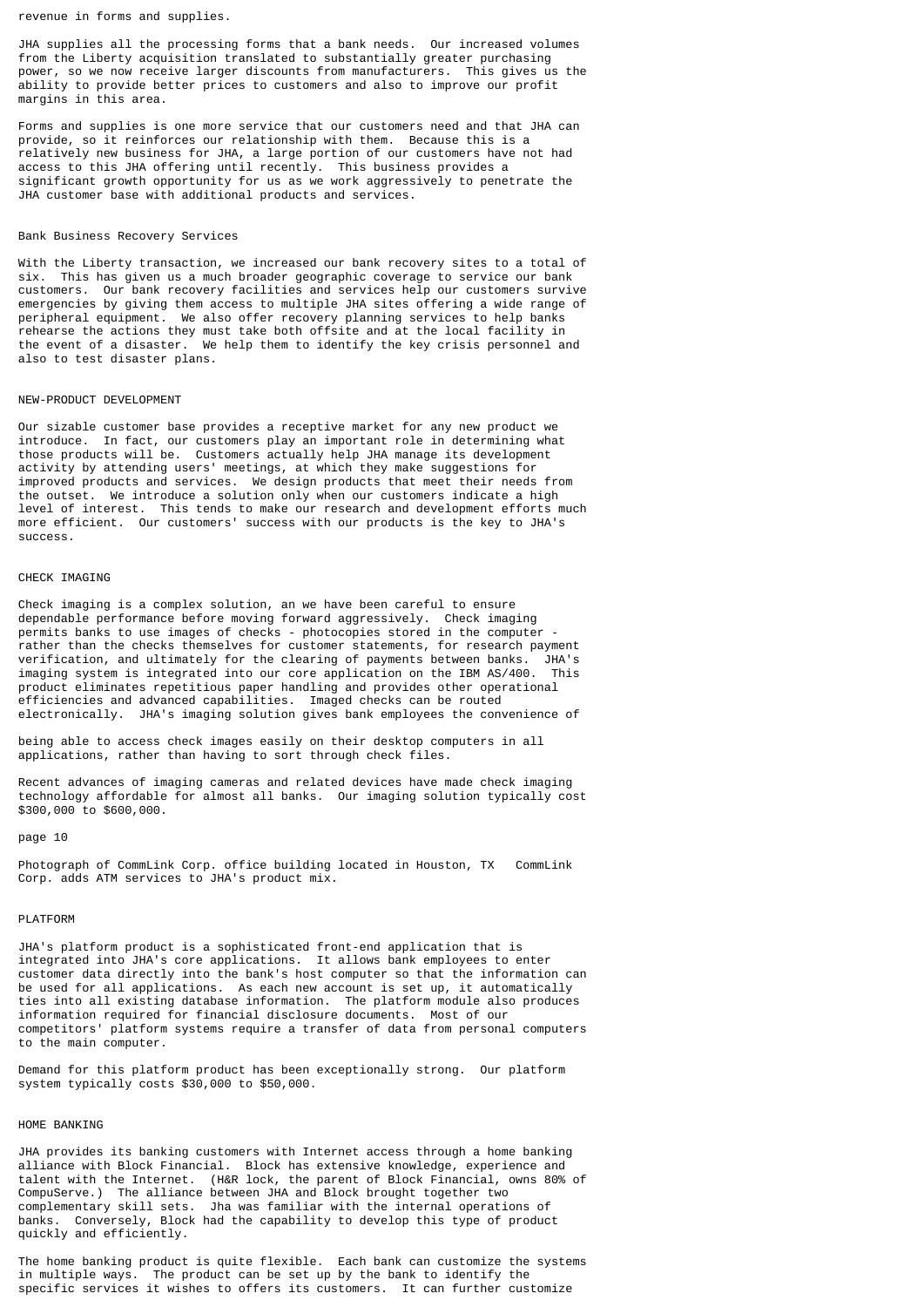revenue in forms and supplies.

JHA supplies all the processing forms that a bank needs. Our increased volumes from the Liberty acquisition translated to substantially greater purchasing power, so we now receive larger discounts from manufacturers. This gives us the ability to provide better prices to customers and also to improve our profit margins in this area.

Forms and supplies is one more service that our customers need and that JHA can provide, so it reinforces our relationship with them. Because this is a relatively new business for JHA, a large portion of our customers have not had access to this JHA offering until recently. This business provides a significant growth opportunity for us as we work aggressively to penetrate the JHA customer base with additional products and services.

### Bank Business Recovery Services

With the Liberty transaction, we increased our bank recovery sites to a total of six. This has given us a much broader geographic coverage to service our bank customers. Our bank recovery facilities and services help our customers survive emergencies by giving them access to multiple JHA sites offering a wide range of peripheral equipment. We also offer recovery planning services to help banks rehearse the actions they must take both offsite and at the local facility in the event of a disaster. We help them to identify the key crisis personnel and also to test disaster plans.

## NEW-PRODUCT DEVELOPMENT

Our sizable customer base provides a receptive market for any new product we introduce. In fact, our customers play an important role in determining what those products will be. Customers actually help JHA manage its development activity by attending users' meetings, at which they make suggestions for improved products and services. We design products that meet their needs from the outset. We introduce a solution only when our customers indicate a high level of interest. This tends to make our research and development efforts much more efficient. Our customers' success with our products is the key to JHA's success.

## CHECK IMAGING

Check imaging is a complex solution, an we have been careful to ensure dependable performance before moving forward aggressively. Check imaging permits banks to use images of checks - photocopies stored in the computer - rather than the checks themselves for customer statements, for research payment verification, and ultimately for the clearing of payments between banks. JHA's imaging system is integrated into our core application on the IBM AS/400. This product eliminates repetitious paper handling and provides other operational efficiencies and advanced capabilities. Imaged checks can be routed electronically. JHA's imaging solution gives bank employees the convenience of being able to access check images easily on their desktop computers in all applications, rather than having to sort through check files.

Recent advances of imaging cameras and related devices have made check imaging technology affordable for almost all banks. Our imaging solution typically cost $300,000 to $600,000.

Photograph of CommLink Corp. office building located in Houston, TX CommLink Corp. adds ATM services to JHA's product mix.

## PLATFORM

JHA's platform product is a sophisticated front-end application that is integrated into JHA's core applications. It allows bank employees to enter customer data directly into the bank's host computer so that the information can be used for all applications. As each new account is set up, it automatically ties into all existing database information. The platform module also produces information required for financial disclosure documents. Most of our competitors' platform systems require a transfer of data from personal computers to the main computer.

Demand for this platform product has been exceptionally strong. Our platform system typically costs $30,000 to $50,000.

## HOME BANKING

JHA provides its banking customers with Internet access through a home banking alliance with Block Financial. Block has extensive knowledge, experience and talent with the Internet. (H&R lock, the parent of Block Financial, owns 80% of CompuServe.) The alliance between JHA and Block brought together two complementary skill sets. Jha was familiar with the internal operations of banks. Conversely, Block had the capability to develop this type of product quickly and efficiently.

The home banking product is quite flexible. Each bank can customize the systems in multiple ways. The product can be set up by the bank to identify the specific services it wishes to offers its customers. It can further customize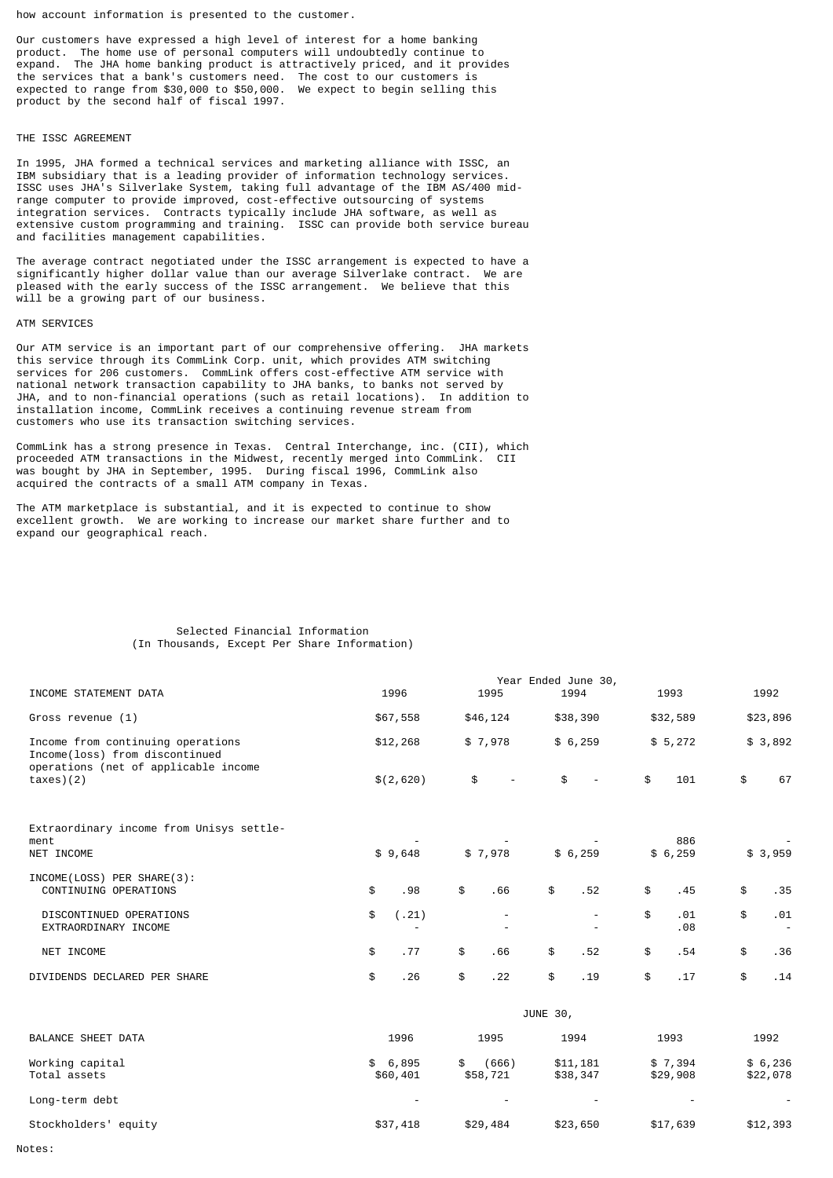how account information is presented to the customer.

Our customers have expressed a high level of interest for a home banking product. The home use of personal computers will undoubtedly continue to expand. The JHA home banking product is attractively priced, and it provides the services that a bank's customers need. The cost to our customers is expected to range from $30,000 to $50,000. We expect to begin selling this product by the second half of fiscal 1997.

THE ISSC AGREEMENT

In 1995, JHA formed a technical services and marketing alliance with ISSC, an IBM subsidiary that is a leading provider of information technology services. ISSC uses JHA's Silverlake System, taking full advantage of the IBM AS/400 mid-range computer to provide improved, cost-effective outsourcing of systems integration services. Contracts typically include JHA software, as well as extensive custom programming and training. ISSC can provide both service bureau and facilities management capabilities.

The average contract negotiated under the ISSC arrangement is expected to have a significantly higher dollar value than our average Silverlake contract. We are pleased with the early success of the ISSC arrangement. We believe that this will be a growing part of our business.

ATM SERVICES

Our ATM service is an important part of our comprehensive offering. JHA markets this service through its CommLink Corp. unit, which provides ATM switching services for 206 customers. CommLink offers cost-effective ATM service with national network transaction capability to JHA banks, to banks not served by JHA, and to non-financial operations (such as retail locations). In addition to installation income, CommLink receives a continuing revenue stream from customers who use its transaction switching services.

CommLink has a strong presence in Texas. Central Interchange, inc. (CII), which proceeded ATM transactions in the Midwest, recently merged into CommLink. CII was bought by JHA in September, 1995. During fiscal 1996, CommLink also acquired the contracts of a small ATM company in Texas.

The ATM marketplace is substantial, and it is expected to continue to show excellent growth. We are working to increase our market share further and to expand our geographical reach.

Selected Financial Information
(In Thousands, Except Per Share Information)

| INCOME STATEMENT DATA | Year Ended June 30, 1996 | 1995 | 1994 | 1993 | 1992 |
|---|---|---|---|---|---|
| Gross revenue (1) | $67,558 | $46,124 | $38,390 | $32,589 | $23,896 |
| Income from continuing operations | $12,268 | $ 7,978 | $ 6,259 | $ 5,272 | $ 3,892 |
| Income(loss) from discontinued operations (net of applicable income taxes)(2) | $(2,620) | $ - | $ - | $ 101 | $ 67 |
| Extraordinary income from Unisys settlement | - | - | - | 886 | - |
| NET INCOME | $ 9,648 | $ 7,978 | $ 6,259 | $ 6,259 | $ 3,959 |
| INCOME(LOSS) PER SHARE(3): | | | | | |
| CONTINUING OPERATIONS | $ .98 | $ .66 | $ .52 | $ .45 | $ .35 |
| DISCONTINUED OPERATIONS | $ (.21) | - | - | $ .01 | $ .01 |
| EXTRAORDINARY INCOME | - | - | - | .08 | - |
| NET INCOME | $ .77 | $ .66 | $ .52 | $ .54 | $ .36 |
| DIVIDENDS DECLARED PER SHARE | $ .26 | $ .22 | $ .19 | $ .17 | $ .14 |

| BALANCE SHEET DATA | JUNE 30, 1996 | 1995 | 1994 | 1993 | 1992 |
|---|---|---|---|---|---|
| Working capital | $ 6,895 | $ (666) | $11,181 | $ 7,394 | $ 6,236 |
| Total assets | $60,401 | $58,721 | $38,347 | $29,908 | $22,078 |
| Long-term debt | - | - | - | - | - |
| Stockholders' equity | $37,418 | $29,484 | $23,650 | $17,639 | $12,393 |

Notes: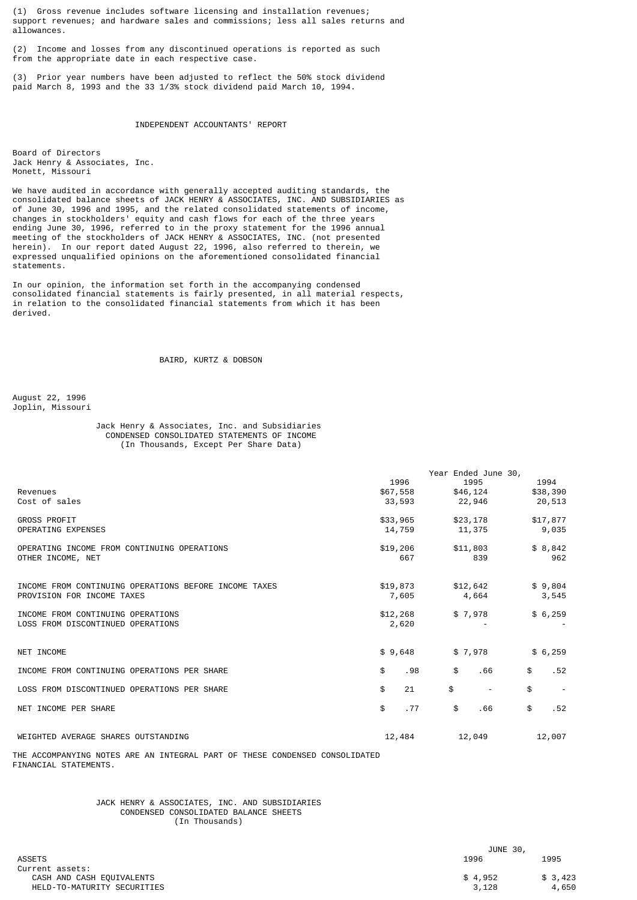(1) Gross revenue includes software licensing and installation revenues; support revenues; and hardware sales and commissions; less all sales returns and allowances.

(2) Income and losses from any discontinued operations is reported as such from the appropriate date in each respective case.

(3) Prior year numbers have been adjusted to reflect the 50% stock dividend paid March 8, 1993 and the 33 1/3% stock dividend paid March 10, 1994.

## INDEPENDENT ACCOUNTANTS' REPORT

Board of Directors
Jack Henry & Associates, Inc.
Monett, Missouri

We have audited in accordance with generally accepted auditing standards, the consolidated balance sheets of JACK HENRY & ASSOCIATES, INC. AND SUBSIDIARIES as of June 30, 1996 and 1995, and the related consolidated statements of income, changes in stockholders' equity and cash flows for each of the three years ending June 30, 1996, referred to in the proxy statement for the 1996 annual meeting of the stockholders of JACK HENRY & ASSOCIATES, INC. (not presented herein). In our report dated August 22, 1996, also referred to therein, we expressed unqualified opinions on the aforementioned consolidated financial statements.

In our opinion, the information set forth in the accompanying condensed consolidated financial statements is fairly presented, in all material respects, in relation to the consolidated financial statements from which it has been derived.

BAIRD, KURTZ & DOBSON

August 22, 1996
Joplin, Missouri

## Jack Henry & Associates, Inc. and Subsidiaries
## CONDENSED CONSOLIDATED STATEMENTS OF INCOME
(In Thousands, Except Per Share Data)

| | Year Ended June 30, | | |
|---|---|---|---|
| | 1996 | 1995 | 1994 |
| Revenues | $67,558 | $46,124 | $38,390 |
| Cost of sales | 33,593 | 22,946 | 20,513 |
| GROSS PROFIT | $33,965 | $23,178 | $17,877 |
| OPERATING EXPENSES | 14,759 | 11,375 | 9,035 |
| OPERATING INCOME FROM CONTINUING OPERATIONS | $19,206 | $11,803 | $ 8,842 |
| OTHER INCOME, NET | 667 | 839 | 962 |
| INCOME FROM CONTINUING OPERATIONS BEFORE INCOME TAXES | $19,873 | $12,642 | $ 9,804 |
| PROVISION FOR INCOME TAXES | 7,605 | 4,664 | 3,545 |
| INCOME FROM CONTINUING OPERATIONS | $12,268 | $ 7,978 | $ 6,259 |
| LOSS FROM DISCONTINUED OPERATIONS | 2,620 | - | - |
| NET INCOME | $ 9,648 | $ 7,978 | $ 6,259 |
| INCOME FROM CONTINUING OPERATIONS PER SHARE | $ .98 | $ .66 | $ .52 |
| LOSS FROM DISCONTINUED OPERATIONS PER SHARE | $ 21 | $ - | $ - |
| NET INCOME PER SHARE | $ .77 | $ .66 | $ .52 |
| WEIGHTED AVERAGE SHARES OUTSTANDING | 12,484 | 12,049 | 12,007 |

THE ACCOMPANYING NOTES ARE AN INTEGRAL PART OF THESE CONDENSED CONSOLIDATED FINANCIAL STATEMENTS.

## JACK HENRY & ASSOCIATES, INC. AND SUBSIDIARIES
## CONDENSED CONSOLIDATED BALANCE SHEETS
(In Thousands)

| | JUNE 30, | |
|---|---|---|
| ASSETS | 1996 | 1995 |
| Current assets: | | |
| CASH AND CASH EQUIVALENTS | $ 4,952 | $ 3,423 |
| HELD-TO-MATURITY SECURITIES | 3,128 | 4,650 |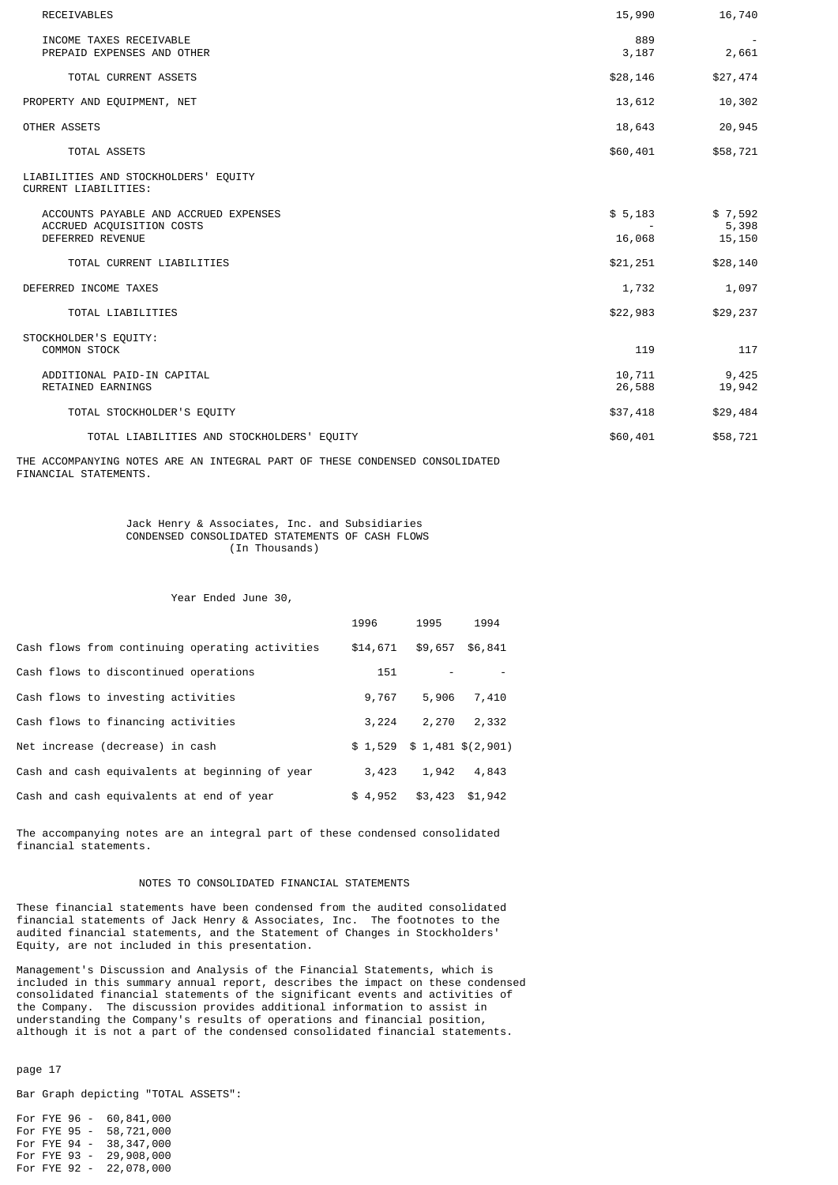| | | |
|---|---|---|
| RECEIVABLES | 15,990 | 16,740 |
| INCOME TAXES RECEIVABLE | 889 | - |
| PREPAID EXPENSES AND OTHER | 3,187 | 2,661 |
| TOTAL CURRENT ASSETS | $28,146 | $27,474 |
| PROPERTY AND EQUIPMENT, NET | 13,612 | 10,302 |
| OTHER ASSETS | 18,643 | 20,945 |
| TOTAL ASSETS | $60,401 | $58,721 |
| LIABILITIES AND STOCKHOLDERS' EQUITY | | |
| CURRENT LIABILITIES: | | |
| ACCOUNTS PAYABLE AND ACCRUED EXPENSES | $ 5,183 | $ 7,592 |
| ACCRUED ACQUISITION COSTS | - | 5,398 |
| DEFERRED REVENUE | 16,068 | 15,150 |
| TOTAL CURRENT LIABILITIES | $21,251 | $28,140 |
| DEFERRED INCOME TAXES | 1,732 | 1,097 |
| TOTAL LIABILITIES | $22,983 | $29,237 |
| STOCKHOLDER'S EQUITY: | | |
| COMMON STOCK | 119 | 117 |
| ADDITIONAL PAID-IN CAPITAL | 10,711 | 9,425 |
| RETAINED EARNINGS | 26,588 | 19,942 |
| TOTAL STOCKHOLDER'S EQUITY | $37,418 | $29,484 |
| TOTAL LIABILITIES AND STOCKHOLDERS' EQUITY | $60,401 | $58,721 |

THE ACCOMPANYING NOTES ARE AN INTEGRAL PART OF THESE CONDENSED CONSOLIDATED FINANCIAL STATEMENTS.

Jack Henry & Associates, Inc. and Subsidiaries
CONDENSED CONSOLIDATED STATEMENTS OF CASH FLOWS
(In Thousands)

Year Ended June 30,

| | 1996 | 1995 | 1994 |
|---|---|---|---|
| Cash flows from continuing operating activities | $14,671 | $9,657 | $6,841 |
| Cash flows to discontinued operations | 151 | - | - |
| Cash flows to investing activities | 9,767 | 5,906 | 7,410 |
| Cash flows to financing activities | 3,224 | 2,270 | 2,332 |
| Net increase (decrease) in cash | $ 1,529 | $ 1,481 | $(2,901) |
| Cash and cash equivalents at beginning of year | 3,423 | 1,942 | 4,843 |
| Cash and cash equivalents at end of year | $ 4,952 | $3,423 | $1,942 |

The accompanying notes are an integral part of these condensed consolidated financial statements.

NOTES TO CONSOLIDATED FINANCIAL STATEMENTS

These financial statements have been condensed from the audited consolidated financial statements of Jack Henry & Associates, Inc. The footnotes to the audited financial statements, and the Statement of Changes in Stockholders' Equity, are not included in this presentation.

Management's Discussion and Analysis of the Financial Statements, which is included in this summary annual report, describes the impact on these condensed consolidated financial statements of the significant events and activities of the Company. The discussion provides additional information to assist in understanding the Company's results of operations and financial position, although it is not a part of the condensed consolidated financial statements.

page 17

Bar Graph depicting "TOTAL ASSETS":

For FYE 96 - 60,841,000
For FYE 95 - 58,721,000
For FYE 94 - 38,347,000
For FYE 93 - 29,908,000
For FYE 92 - 22,078,000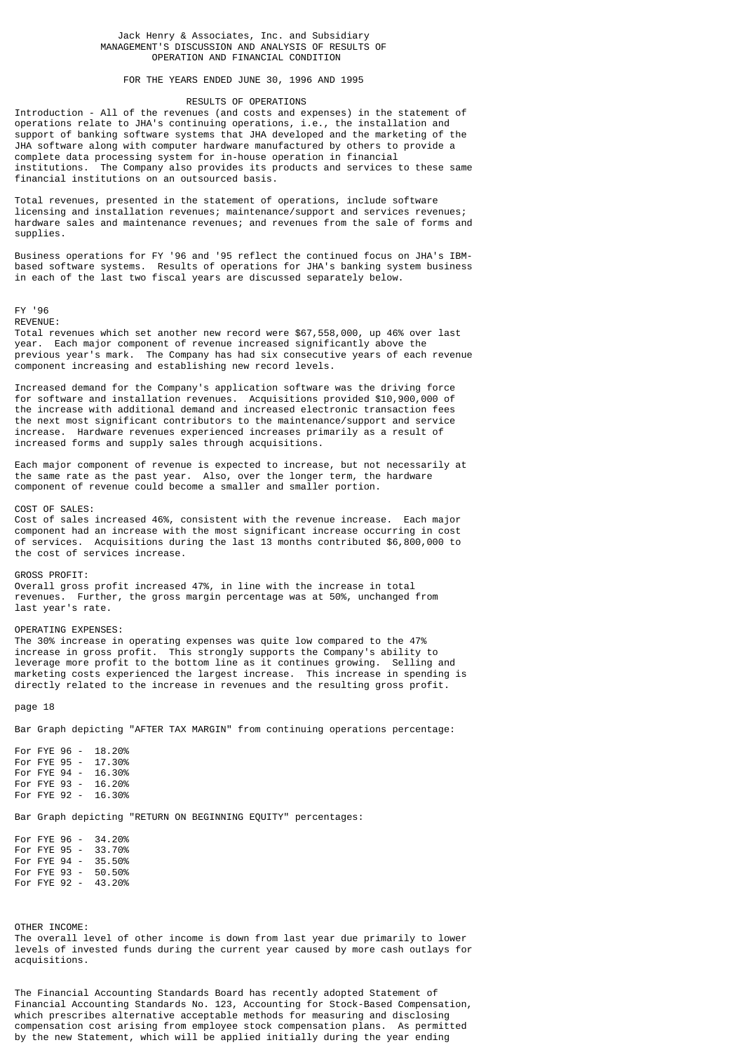Jack Henry & Associates, Inc. and Subsidiary
MANAGEMENT'S DISCUSSION AND ANALYSIS OF RESULTS OF OPERATION AND FINANCIAL CONDITION

FOR THE YEARS ENDED JUNE 30, 1996 AND 1995

## RESULTS OF OPERATIONS

Introduction - All of the revenues (and costs and expenses) in the statement of operations relate to JHA's continuing operations, i.e., the installation and support of banking software systems that JHA developed and the marketing of the JHA software along with computer hardware manufactured by others to provide a complete data processing system for in-house operation in financial institutions. The Company also provides its products and services to these same financial institutions on an outsourced basis.

Total revenues, presented in the statement of operations, include software licensing and installation revenues; maintenance/support and services revenues; hardware sales and maintenance revenues; and revenues from the sale of forms and supplies.

Business operations for FY '96 and '95 reflect the continued focus on JHA's IBM-based software systems. Results of operations for JHA's banking system business in each of the last two fiscal years are discussed separately below.

### FY '96

REVENUE:
Total revenues which set another new record were $67,558,000, up 46% over last year. Each major component of revenue increased significantly above the previous year's mark. The Company has had six consecutive years of each revenue component increasing and establishing new record levels.

Increased demand for the Company's application software was the driving force for software and installation revenues. Acquisitions provided $10,900,000 of the increase with additional demand and increased electronic transaction fees the next most significant contributors to the maintenance/support and service increase. Hardware revenues experienced increases primarily as a result of increased forms and supply sales through acquisitions.

Each major component of revenue is expected to increase, but not necessarily at the same rate as the past year. Also, over the longer term, the hardware component of revenue could become a smaller and smaller portion.

COST OF SALES:
Cost of sales increased 46%, consistent with the revenue increase. Each major component had an increase with the most significant increase occurring in cost of services. Acquisitions during the last 13 months contributed $6,800,000 to the cost of services increase.

GROSS PROFIT:
Overall gross profit increased 47%, in line with the increase in total revenues. Further, the gross margin percentage was at 50%, unchanged from last year's rate.

OPERATING EXPENSES:
The 30% increase in operating expenses was quite low compared to the 47% increase in gross profit. This strongly supports the Company's ability to leverage more profit to the bottom line as it continues growing. Selling and marketing costs experienced the largest increase. This increase in spending is directly related to the increase in revenues and the resulting gross profit.

Bar Graph depicting "AFTER TAX MARGIN" from continuing operations percentage:

For FYE 96 - 18.20%
For FYE 95 - 17.30%
For FYE 94 - 16.30%
For FYE 93 - 16.20%
For FYE 92 - 16.30%

Bar Graph depicting "RETURN ON BEGINNING EQUITY" percentages:

For FYE 96 - 34.20%
For FYE 95 - 33.70%
For FYE 94 - 35.50%
For FYE 93 - 50.50%
For FYE 92 - 43.20%

OTHER INCOME:
The overall level of other income is down from last year due primarily to lower levels of invested funds during the current year caused by more cash outlays for acquisitions.

The Financial Accounting Standards Board has recently adopted Statement of Financial Accounting Standards No. 123, Accounting for Stock-Based Compensation, which prescribes alternative acceptable methods for measuring and disclosing compensation cost arising from employee stock compensation plans. As permitted by the new Statement, which will be applied initially during the year ending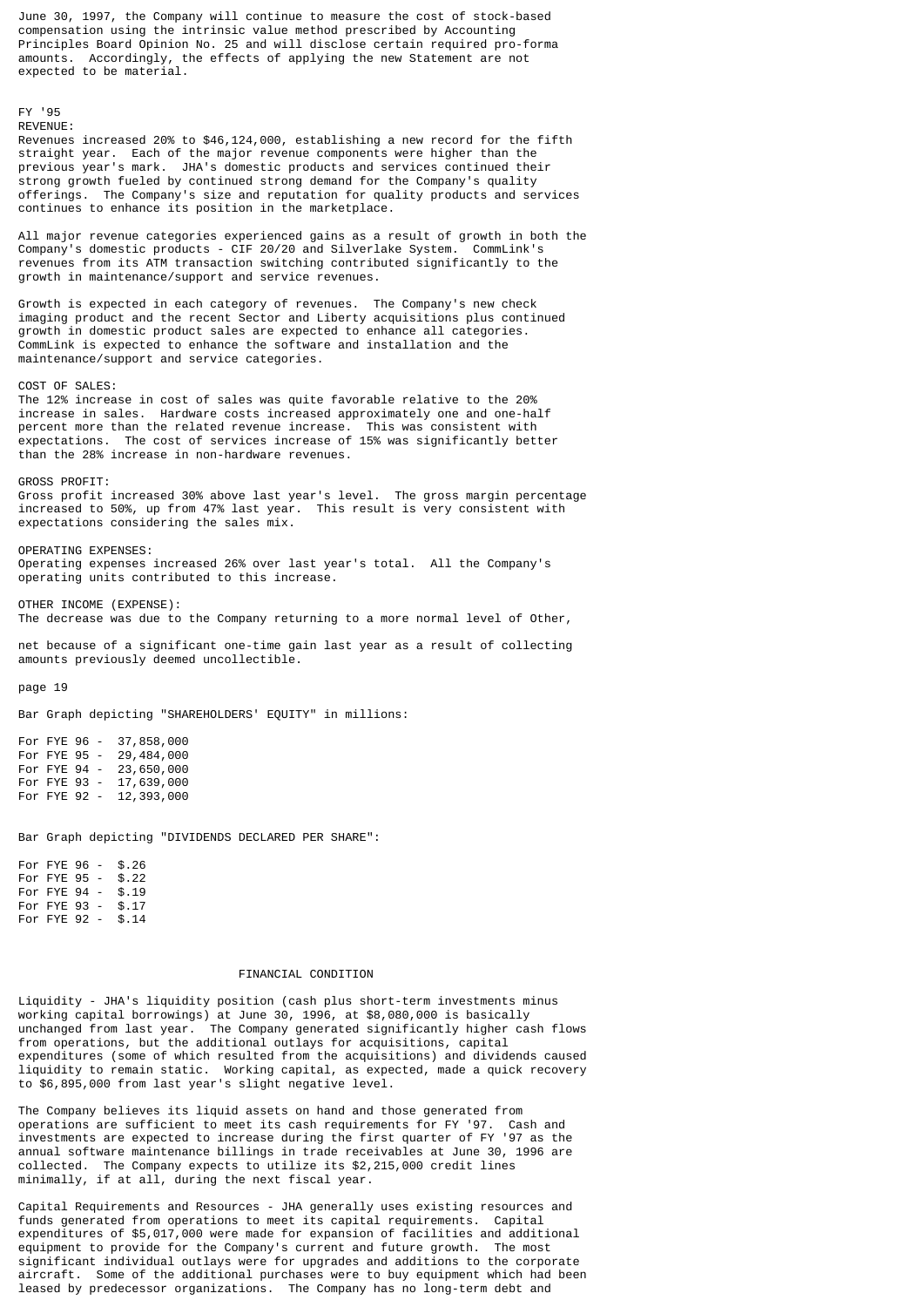June 30, 1997, the Company will continue to measure the cost of stock-based compensation using the intrinsic value method prescribed by Accounting Principles Board Opinion No. 25 and will disclose certain required pro-forma amounts. Accordingly, the effects of applying the new Statement are not expected to be material.

FY '95

REVENUE:

Revenues increased 20% to $46,124,000, establishing a new record for the fifth straight year. Each of the major revenue components were higher than the previous year's mark. JHA's domestic products and services continued their strong growth fueled by continued strong demand for the Company's quality offerings. The Company's size and reputation for quality products and services continues to enhance its position in the marketplace.

All major revenue categories experienced gains as a result of growth in both the Company's domestic products - CIF 20/20 and Silverlake System. CommLink's revenues from its ATM transaction switching contributed significantly to the growth in maintenance/support and service revenues.

Growth is expected in each category of revenues. The Company's new check imaging product and the recent Sector and Liberty acquisitions plus continued growth in domestic product sales are expected to enhance all categories. CommLink is expected to enhance the software and installation and the maintenance/support and service categories.

COST OF SALES:

The 12% increase in cost of sales was quite favorable relative to the 20% increase in sales. Hardware costs increased approximately one and one-half percent more than the related revenue increase. This was consistent with expectations. The cost of services increase of 15% was significantly better than the 28% increase in non-hardware revenues.

GROSS PROFIT:

Gross profit increased 30% above last year's level. The gross margin percentage increased to 50%, up from 47% last year. This result is very consistent with expectations considering the sales mix.

OPERATING EXPENSES:

Operating expenses increased 26% over last year's total. All the Company's operating units contributed to this increase.

OTHER INCOME (EXPENSE):

The decrease was due to the Company returning to a more normal level of Other, net because of a significant one-time gain last year as a result of collecting amounts previously deemed uncollectible.

Bar Graph depicting "SHAREHOLDERS' EQUITY" in millions:

For FYE 96 - 37,858,000
For FYE 95 - 29,484,000
For FYE 94 - 23,650,000
For FYE 93 - 17,639,000
For FYE 92 - 12,393,000

Bar Graph depicting "DIVIDENDS DECLARED PER SHARE":

For FYE 96 - $.26
For FYE 95 - $.22
For FYE 94 - $.19
For FYE 93 - $.17
For FYE 92 - $.14

## FINANCIAL CONDITION

Liquidity - JHA's liquidity position (cash plus short-term investments minus working capital borrowings) at June 30, 1996, at $8,080,000 is basically unchanged from last year. The Company generated significantly higher cash flows from operations, but the additional outlays for acquisitions, capital expenditures (some of which resulted from the acquisitions) and dividends caused liquidity to remain static. Working capital, as expected, made a quick recovery to $6,895,000 from last year's slight negative level.

The Company believes its liquid assets on hand and those generated from operations are sufficient to meet its cash requirements for FY '97. Cash and investments are expected to increase during the first quarter of FY '97 as the annual software maintenance billings in trade receivables at June 30, 1996 are collected. The Company expects to utilize its $2,215,000 credit lines minimally, if at all, during the next fiscal year.

Capital Requirements and Resources - JHA generally uses existing resources and funds generated from operations to meet its capital requirements. Capital expenditures of $5,017,000 were made for expansion of facilities and additional equipment to provide for the Company's current and future growth. The most significant individual outlays were for upgrades and additions to the corporate aircraft. Some of the additional purchases were to buy equipment which had been leased by predecessor organizations. The Company has no long-term debt and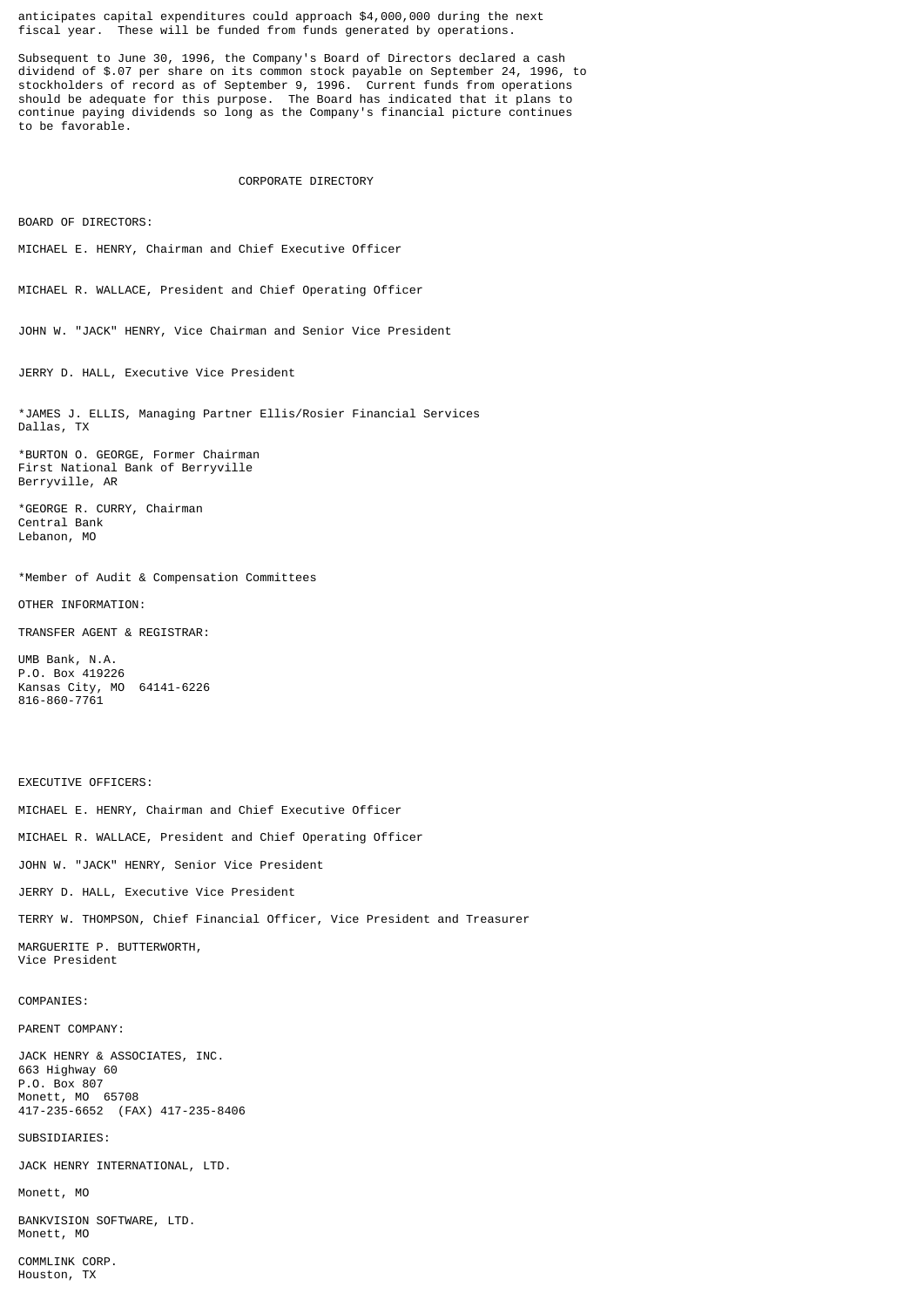anticipates capital expenditures could approach $4,000,000 during the next fiscal year. These will be funded from funds generated by operations.

Subsequent to June 30, 1996, the Company's Board of Directors declared a cash dividend of $.07 per share on its common stock payable on September 24, 1996, to stockholders of record as of September 9, 1996. Current funds from operations should be adequate for this purpose. The Board has indicated that it plans to continue paying dividends so long as the Company's financial picture continues to be favorable.

## CORPORATE DIRECTORY

BOARD OF DIRECTORS:

MICHAEL E. HENRY, Chairman and Chief Executive Officer

MICHAEL R. WALLACE, President and Chief Operating Officer

JOHN W. "JACK" HENRY, Vice Chairman and Senior Vice President

JERRY D. HALL, Executive Vice President

*JAMES J. ELLIS, Managing Partner Ellis/Rosier Financial Services
Dallas, TX

*BURTON O. GEORGE, Former Chairman
First National Bank of Berryville
Berryville, AR

*GEORGE R. CURRY, Chairman
Central Bank
Lebanon, MO

*Member of Audit & Compensation Committees

OTHER INFORMATION:

TRANSFER AGENT & REGISTRAR:

UMB Bank, N.A.
P.O. Box 419226
Kansas City, MO 64141-6226
816-860-7761

EXECUTIVE OFFICERS:

MICHAEL E. HENRY, Chairman and Chief Executive Officer

MICHAEL R. WALLACE, President and Chief Operating Officer

JOHN W. "JACK" HENRY, Senior Vice President

JERRY D. HALL, Executive Vice President

TERRY W. THOMPSON, Chief Financial Officer, Vice President and Treasurer

MARGUERITE P. BUTTERWORTH,
Vice President

COMPANIES:

PARENT COMPANY:

JACK HENRY & ASSOCIATES, INC.
663 Highway 60
P.O. Box 807
Monett, MO 65708
417-235-6652 (FAX) 417-235-8406

SUBSIDIARIES:

JACK HENRY INTERNATIONAL, LTD.

Monett, MO

BANKVISION SOFTWARE, LTD.
Monett, MO

COMMLINK CORP.
Houston, TX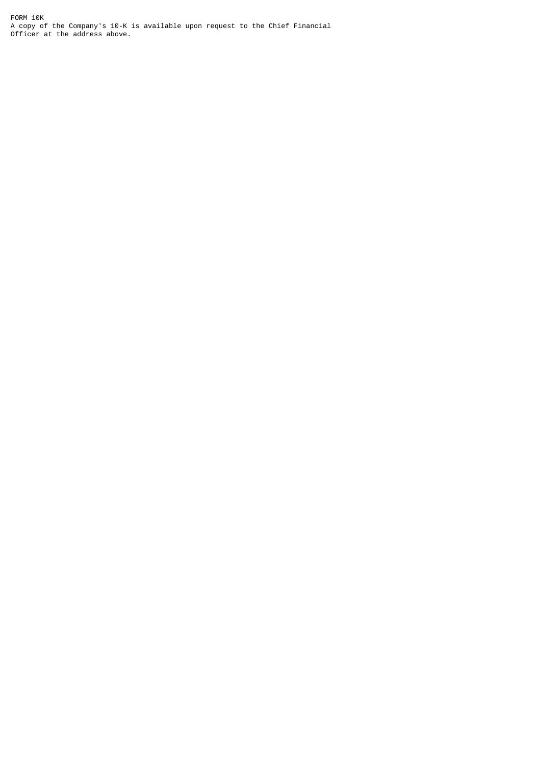FORM 10K

A copy of the Company's 10-K is available upon request to the Chief Financial Officer at the address above.